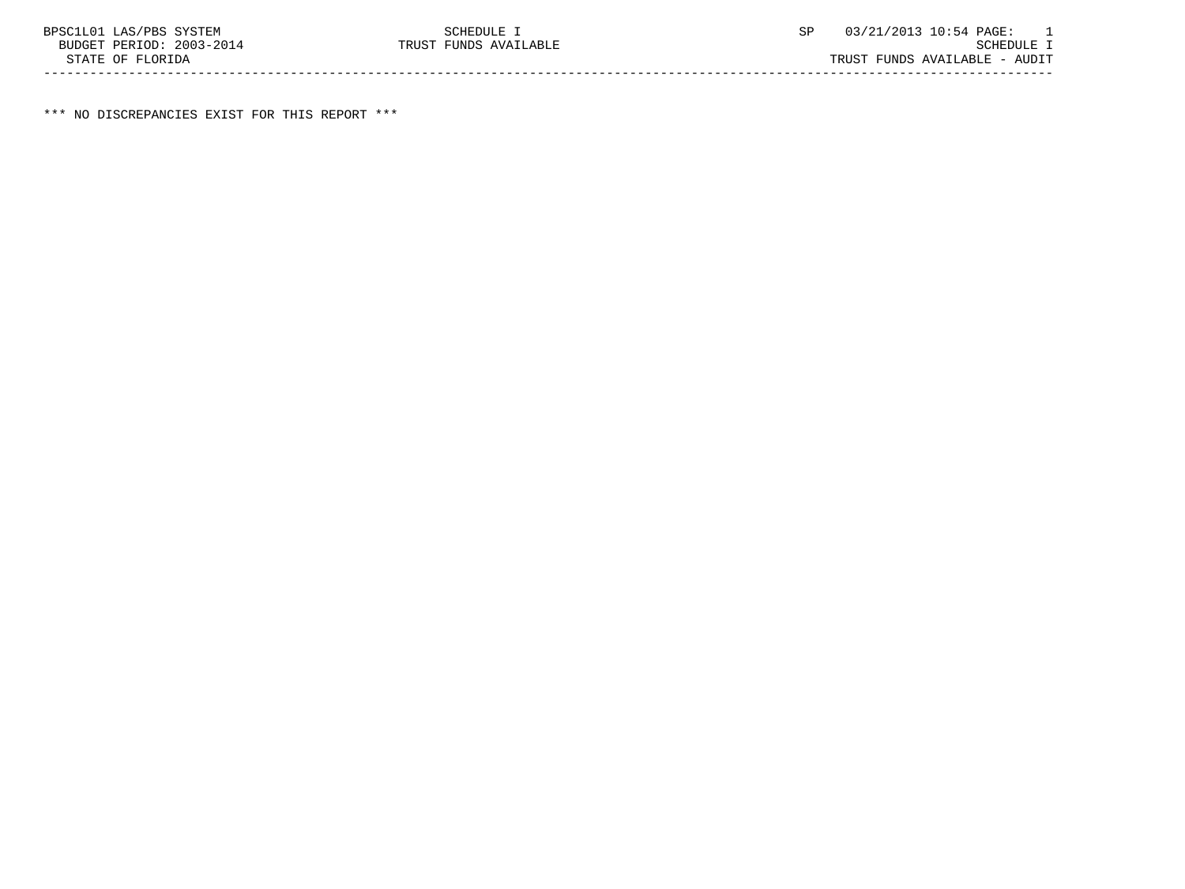BPSC1L01 LAS/PBS SYSTEM SCHEDULE I SP 03/21/2013 10:54 PAGE: 1
BUDGET PERIOD: 2003-2014 TRUST FUNDS AVAILABLE SCHEDULE I
STATE OF FLORIDA TRUST FUNDS AVAILABLE - AUDIT

---

*** NO DISCREPANCIES EXIST FOR THIS REPORT ***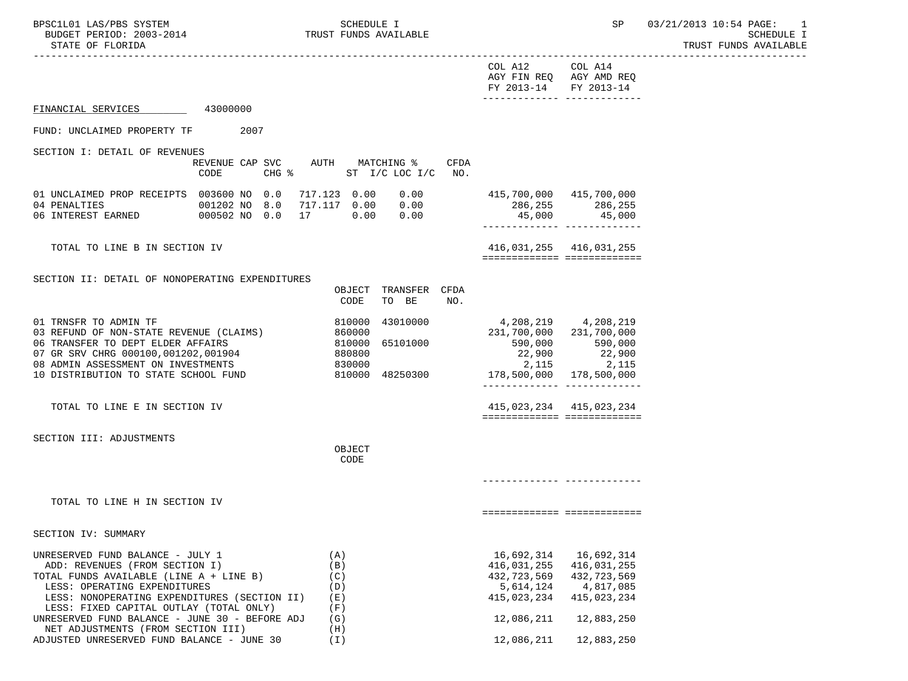BPSC1L01 LAS/PBS SYSTEM
BUDGET PERIOD: 2003-2014
STATE OF FLORIDA

SCHEDULE I
TRUST FUNDS AVAILABLE

SP 03/21/2013 10:54

SCHEDULE I
TRUST FUNDS AVAILABLE

FINANCIAL SERVICES 43000000

FUND: UNCLAIMED PROPERTY TF 2007

## SECTION I: DETAIL OF REVENUES

| | REVENUE CODE | CAP | SVC CHG % | AUTH | MATCHING % ST | I/C LOC I/C | CFDA NO. | COL A12 AGY FIN REQ FY 2013-14 | COL A14 AGY AMD REQ FY 2013-14 |
|---|---|---|---|---|---|---|---|---|---|
| 01 UNCLAIMED PROP RECEIPTS | 003600 | NO | 0.0 | 717.123 | 0.00 | 0.00 | | 415,700,000 | 415,700,000 |
| 04 PENALTIES | 001202 | NO | 8.0 | 717.117 | 0.00 | 0.00 | | 286,255 | 286,255 |
| 06 INTEREST EARNED | 000502 | NO | 0.0 | 17 | 0.00 | 0.00 | | 45,000 | 45,000 |
| TOTAL TO LINE B IN SECTION IV | | | | | | | | 416,031,255 | 416,031,255 |

## SECTION II: DETAIL OF NONOPERATING EXPENDITURES

| | OBJECT CODE | TRANSFER TO BE | CFDA NO. | COL A12 AGY FIN REQ FY 2013-14 | COL A14 AGY AMD REQ FY 2013-14 |
|---|---|---|---|---|---|
| 01 TRNSFR TO ADMIN TF | 810000 | 43010000 | | 4,208,219 | 4,208,219 |
| 03 REFUND OF NON-STATE REVENUE (CLAIMS) | 860000 | | | 231,700,000 | 231,700,000 |
| 06 TRANSFER TO DEPT ELDER AFFAIRS | 810000 | 65101000 | | 590,000 | 590,000 |
| 07 GR SRV CHRG 000100,001202,001904 | 880800 | | | 22,900 | 22,900 |
| 08 ADMIN ASSESSMENT ON INVESTMENTS | 830000 | | | 2,115 | 2,115 |
| 10 DISTRIBUTION TO STATE SCHOOL FUND | 810000 | 48250300 | | 178,500,000 | 178,500,000 |
| TOTAL TO LINE E IN SECTION IV | | | | 415,023,234 | 415,023,234 |

## SECTION III: ADJUSTMENTS

| | OBJECT CODE | COL A12 AGY FIN REQ FY 2013-14 | COL A14 AGY AMD REQ FY 2013-14 |
|---|---|---|---|
| TOTAL TO LINE H IN SECTION IV | | | |

## SECTION IV: SUMMARY

| | | COL A12 AGY FIN REQ FY 2013-14 | COL A14 AGY AMD REQ FY 2013-14 |
|---|---|---|---|
| UNRESERVED FUND BALANCE - JULY 1 | (A) | 16,692,314 | 16,692,314 |
| ADD: REVENUES (FROM SECTION I) | (B) | 416,031,255 | 416,031,255 |
| TOTAL FUNDS AVAILABLE (LINE A + LINE B) | (C) | 432,723,569 | 432,723,569 |
| LESS: OPERATING EXPENDITURES | (D) | 5,614,124 | 4,817,085 |
| LESS: NONOPERATING EXPENDITURES (SECTION II) | (E) | 415,023,234 | 415,023,234 |
| LESS: FIXED CAPITAL OUTLAY (TOTAL ONLY) | (F) | | |
| UNRESERVED FUND BALANCE - JUNE 30 - BEFORE ADJ | (G) | 12,086,211 | 12,883,250 |
| NET ADJUSTMENTS (FROM SECTION III) | (H) | | |
| ADJUSTED UNRESERVED FUND BALANCE - JUNE 30 | (I) | 12,086,211 | 12,883,250 |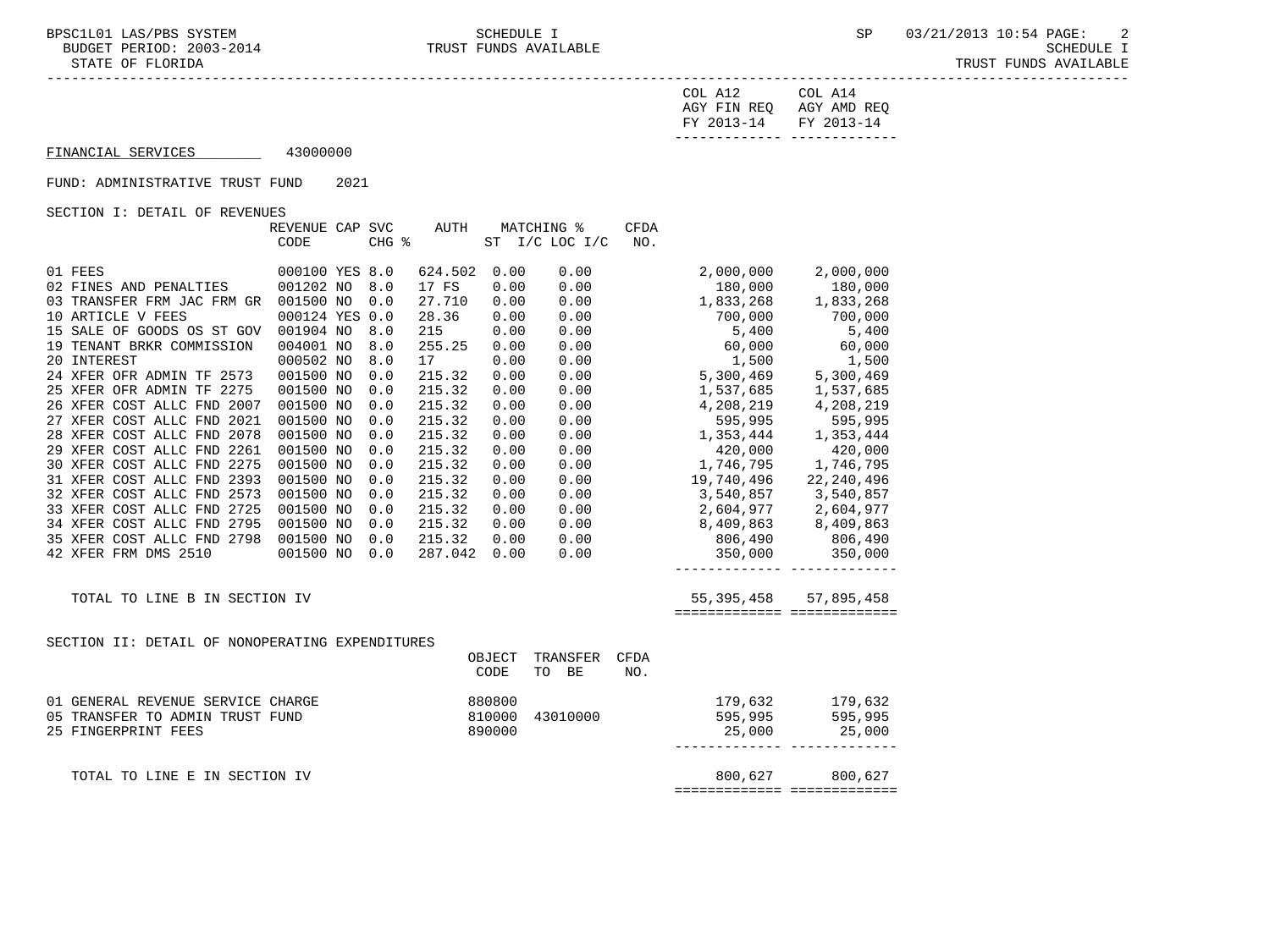COL A12 AGY FIN REQ FY 2013-14 | COL A14 AGY AMD REQ FY 2013-14

FINANCIAL SERVICES 43000000

FUND: ADMINISTRATIVE TRUST FUND 2021

SECTION I: DETAIL OF REVENUES

| | REVENUE CODE | CAP | SVC CHG % | AUTH ST | MATCHING % I/C | LOC I/C | CFDA NO. | COL A12 AGY FIN REQ FY 2013-14 | COL A14 AGY AMD REQ FY 2013-14 |
|---|---|---|---|---|---|---|---|---|---|
| 01 FEES | 000100 | YES | 8.0 | 624.502 | 0.00 | 0.00 | | 2,000,000 | 2,000,000 |
| 02 FINES AND PENALTIES | 001202 | NO | 8.0 | 17 FS | 0.00 | 0.00 | | 180,000 | 180,000 |
| 03 TRANSFER FRM JAC FRM GR | 001500 | NO | 0.0 | 27.710 | 0.00 | 0.00 | | 1,833,268 | 1,833,268 |
| 10 ARTICLE V FEES | 000124 | YES | 0.0 | 28.36 | 0.00 | 0.00 | | 700,000 | 700,000 |
| 15 SALE OF GOODS OS ST GOV | 001904 | NO | 8.0 | 215 | 0.00 | 0.00 | | 5,400 | 5,400 |
| 19 TENANT BRKR COMMISSION | 004001 | NO | 8.0 | 255.25 | 0.00 | 0.00 | | 60,000 | 60,000 |
| 20 INTEREST | 000502 | NO | 8.0 | 17 | 0.00 | 0.00 | | 1,500 | 1,500 |
| 24 XFER OFR ADMIN TF 2573 | 001500 | NO | 0.0 | 215.32 | 0.00 | 0.00 | | 5,300,469 | 5,300,469 |
| 25 XFER OFR ADMIN TF 2275 | 001500 | NO | 0.0 | 215.32 | 0.00 | 0.00 | | 1,537,685 | 1,537,685 |
| 26 XFER COST ALLC FND 2007 | 001500 | NO | 0.0 | 215.32 | 0.00 | 0.00 | | 4,208,219 | 4,208,219 |
| 27 XFER COST ALLC FND 2021 | 001500 | NO | 0.0 | 215.32 | 0.00 | 0.00 | | 595,995 | 595,995 |
| 28 XFER COST ALLC FND 2078 | 001500 | NO | 0.0 | 215.32 | 0.00 | 0.00 | | 1,353,444 | 1,353,444 |
| 29 XFER COST ALLC FND 2261 | 001500 | NO | 0.0 | 215.32 | 0.00 | 0.00 | | 420,000 | 420,000 |
| 30 XFER COST ALLC FND 2275 | 001500 | NO | 0.0 | 215.32 | 0.00 | 0.00 | | 1,746,795 | 1,746,795 |
| 31 XFER COST ALLC FND 2393 | 001500 | NO | 0.0 | 215.32 | 0.00 | 0.00 | | 19,740,496 | 22,240,496 |
| 32 XFER COST ALLC FND 2573 | 001500 | NO | 0.0 | 215.32 | 0.00 | 0.00 | | 3,540,857 | 3,540,857 |
| 33 XFER COST ALLC FND 2725 | 001500 | NO | 0.0 | 215.32 | 0.00 | 0.00 | | 2,604,977 | 2,604,977 |
| 34 XFER COST ALLC FND 2795 | 001500 | NO | 0.0 | 215.32 | 0.00 | 0.00 | | 8,409,863 | 8,409,863 |
| 35 XFER COST ALLC FND 2798 | 001500 | NO | 0.0 | 215.32 | 0.00 | 0.00 | | 806,490 | 806,490 |
| 42 XFER FRM DMS 2510 | 001500 | NO | 0.0 | 287.042 | 0.00 | 0.00 | | 350,000 | 350,000 |
| TOTAL TO LINE B IN SECTION IV | | | | | | | | 55,395,458 | 57,895,458 |

SECTION II: DETAIL OF NONOPERATING EXPENDITURES

| | OBJECT CODE | TRANSFER TO BE | CFDA NO. | COL A12 AGY FIN REQ FY 2013-14 | COL A14 AGY AMD REQ FY 2013-14 |
|---|---|---|---|---|---|
| 01 GENERAL REVENUE SERVICE CHARGE | 880800 | | | 179,632 | 179,632 |
| 05 TRANSFER TO ADMIN TRUST FUND | 810000 | 43010000 | | 595,995 | 595,995 |
| 25 FINGERPRINT FEES | 890000 | | | 25,000 | 25,000 |
| TOTAL TO LINE E IN SECTION IV | | | | 800,627 | 800,627 |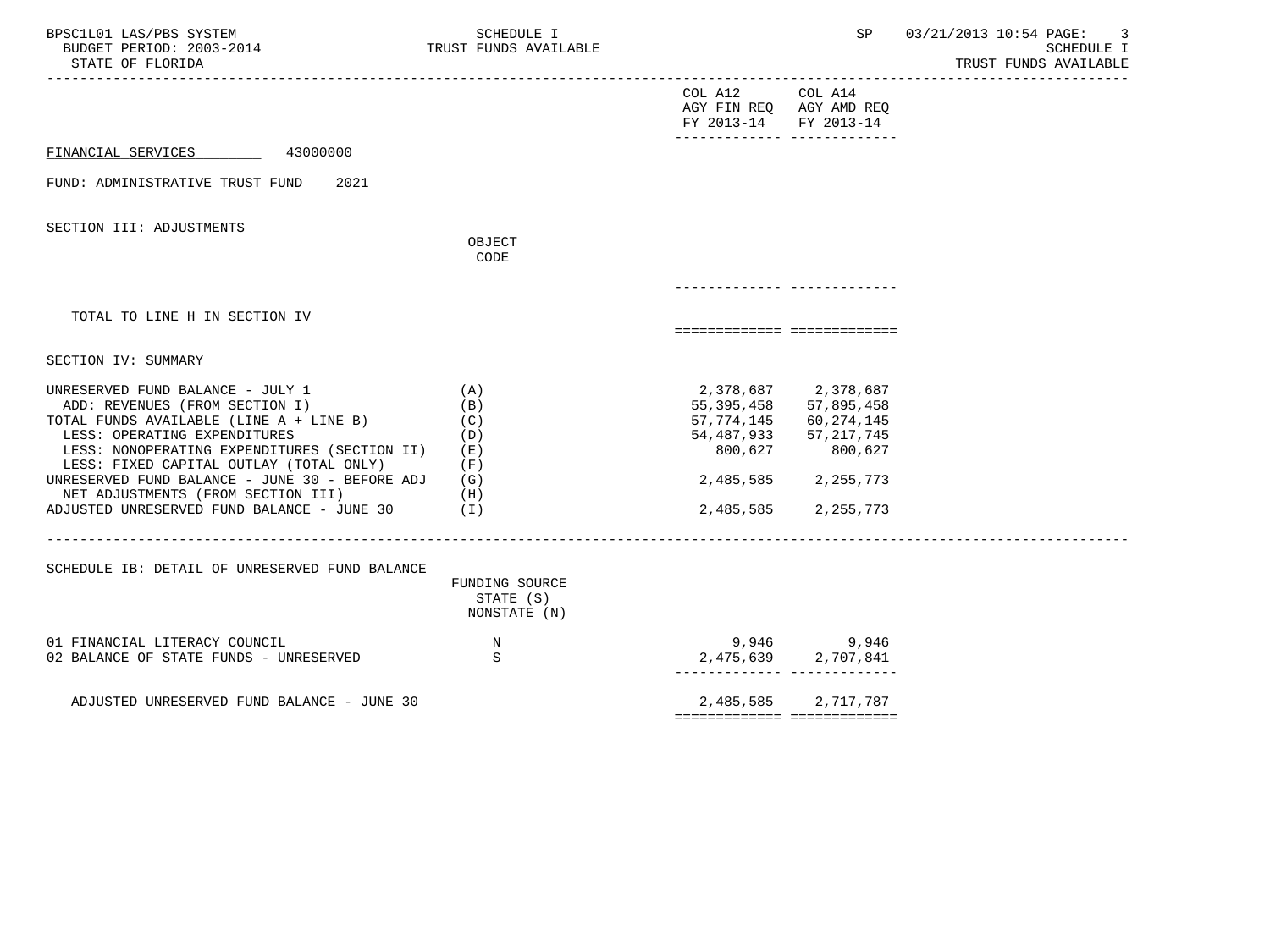FINANCIAL SERVICES 43000000

FUND: ADMINISTRATIVE TRUST FUND 2021

| | | COL A12 AGY FIN REQ FY 2013-14 | COL A14 AGY AMD REQ FY 2013-14 |
|---|---|---|---|
| **SECTION III: ADJUSTMENTS** | OBJECT CODE | | |
| TOTAL TO LINE H IN SECTION IV | | | |
| **SECTION IV: SUMMARY** | | | |
| UNRESERVED FUND BALANCE - JULY 1 | (A) | 2,378,687 | 2,378,687 |
| ADD: REVENUES (FROM SECTION I) | (B) | 55,395,458 | 57,895,458 |
| TOTAL FUNDS AVAILABLE (LINE A + LINE B) | (C) | 57,774,145 | 60,274,145 |
| LESS: OPERATING EXPENDITURES | (D) | 54,487,933 | 57,217,745 |
| LESS: NONOPERATING EXPENDITURES (SECTION II) | (E) | 800,627 | 800,627 |
| LESS: FIXED CAPITAL OUTLAY (TOTAL ONLY) | (F) | | |
| UNRESERVED FUND BALANCE - JUNE 30 - BEFORE ADJ | (G) | 2,485,585 | 2,255,773 |
| NET ADJUSTMENTS (FROM SECTION III) | (H) | | |
| ADJUSTED UNRESERVED FUND BALANCE - JUNE 30 | (I) | 2,485,585 | 2,255,773 |

| SCHEDULE IB: DETAIL OF UNRESERVED FUND BALANCE | FUNDING SOURCE STATE (S) NONSTATE (N) | COL A12 | COL A14 |
|---|---|---|---|
| 01 FINANCIAL LITERACY COUNCIL | N | 9,946 | 9,946 |
| 02 BALANCE OF STATE FUNDS - UNRESERVED | S | 2,475,639 | 2,707,841 |
| ADJUSTED UNRESERVED FUND BALANCE - JUNE 30 | | 2,485,585 | 2,717,787 |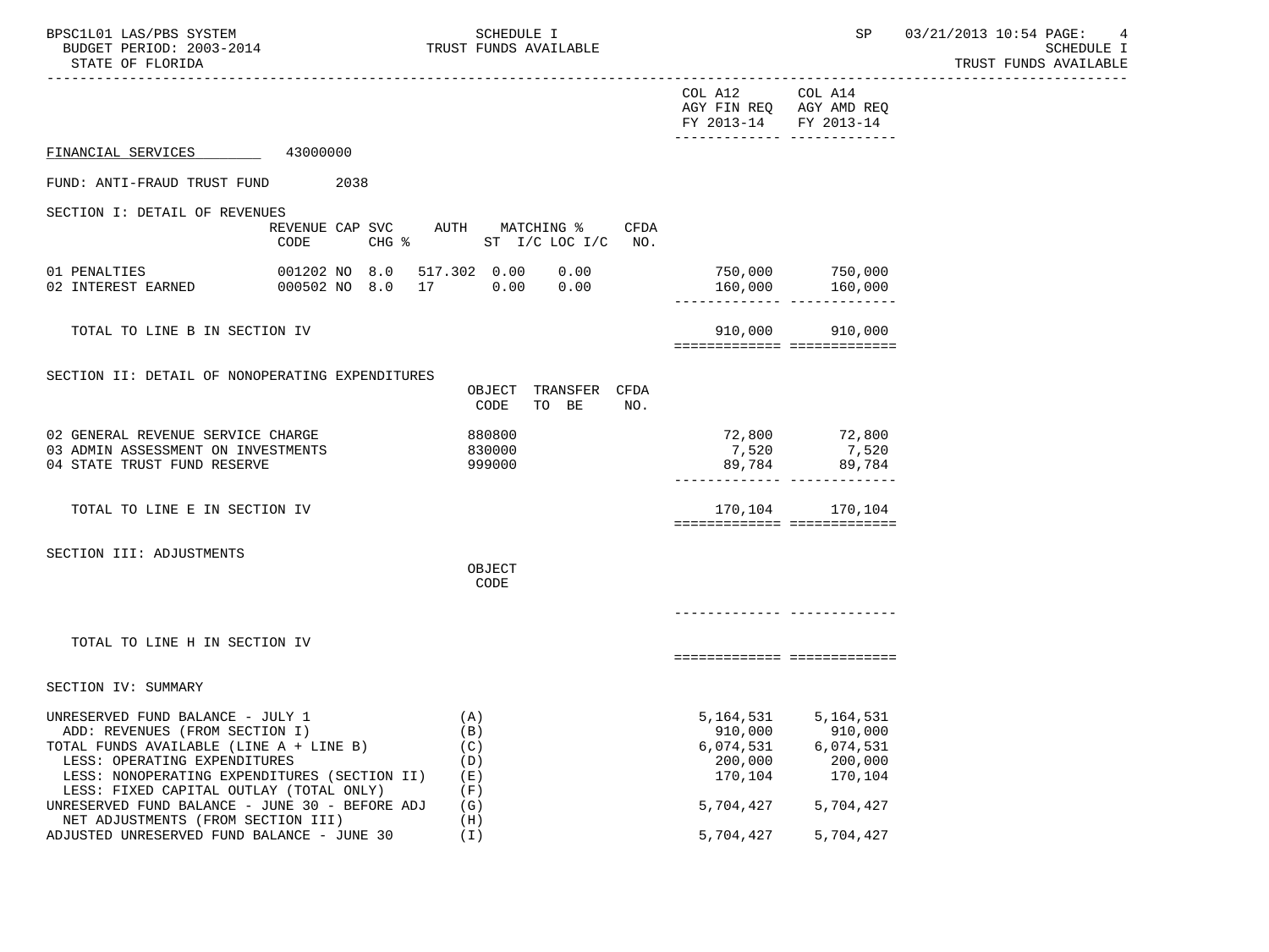SCHEDULE I
TRUST FUNDS AVAILABLE

STATE OF FLORIDA

BUDGET PERIOD: 2003-2014

| | COL A12 AGY FIN REQ FY 2013-14 | COL A14 AGY AMD REQ FY 2013-14 |
|---|---|---|

FINANCIAL SERVICES 43000000

FUND: ANTI-FRAUD TRUST FUND 2038

SECTION I: DETAIL OF REVENUES

| | REVENUE CODE | CAP | SVC CHG % | AUTH | MATCHING % ST | I/C | LOC I/C | CFDA NO. | COL A12 | COL A14 |
|---|---|---|---|---|---|---|---|---|---|---|
| 01 PENALTIES | 001202 | NO | 8.0 | 517.302 | 0.00 | 0.00 | | | 750,000 | 750,000 |
| 02 INTEREST EARNED | 000502 | NO | 8.0 | 17 | 0.00 | 0.00 | | | 160,000 | 160,000 |
| TOTAL TO LINE B IN SECTION IV | | | | | | | | | 910,000 | 910,000 |

SECTION II: DETAIL OF NONOPERATING EXPENDITURES

| | OBJECT CODE | TRANSFER TO BE | CFDA NO. | COL A12 | COL A14 |
|---|---|---|---|---|---|
| 02 GENERAL REVENUE SERVICE CHARGE | 880800 | | | 72,800 | 72,800 |
| 03 ADMIN ASSESSMENT ON INVESTMENTS | 830000 | | | 7,520 | 7,520 |
| 04 STATE TRUST FUND RESERVE | 999000 | | | 89,784 | 89,784 |
| TOTAL TO LINE E IN SECTION IV | | | | 170,104 | 170,104 |

SECTION III: ADJUSTMENTS

| | OBJECT CODE | COL A12 | COL A14 |
|---|---|---|---|
| TOTAL TO LINE H IN SECTION IV | | | |

SECTION IV: SUMMARY

| | | COL A12 | COL A14 |
|---|---|---|---|
| UNRESERVED FUND BALANCE - JULY 1 | (A) | 5,164,531 | 5,164,531 |
| ADD: REVENUES (FROM SECTION I) | (B) | 910,000 | 910,000 |
| TOTAL FUNDS AVAILABLE (LINE A + LINE B) | (C) | 6,074,531 | 6,074,531 |
| LESS: OPERATING EXPENDITURES | (D) | 200,000 | 200,000 |
| LESS: NONOPERATING EXPENDITURES (SECTION II) | (E) | 170,104 | 170,104 |
| LESS: FIXED CAPITAL OUTLAY (TOTAL ONLY) | (F) | | |
| UNRESERVED FUND BALANCE - JUNE 30 - BEFORE ADJ | (G) | 5,704,427 | 5,704,427 |
| NET ADJUSTMENTS (FROM SECTION III) | (H) | | |
| ADJUSTED UNRESERVED FUND BALANCE - JUNE 30 | (I) | 5,704,427 | 5,704,427 |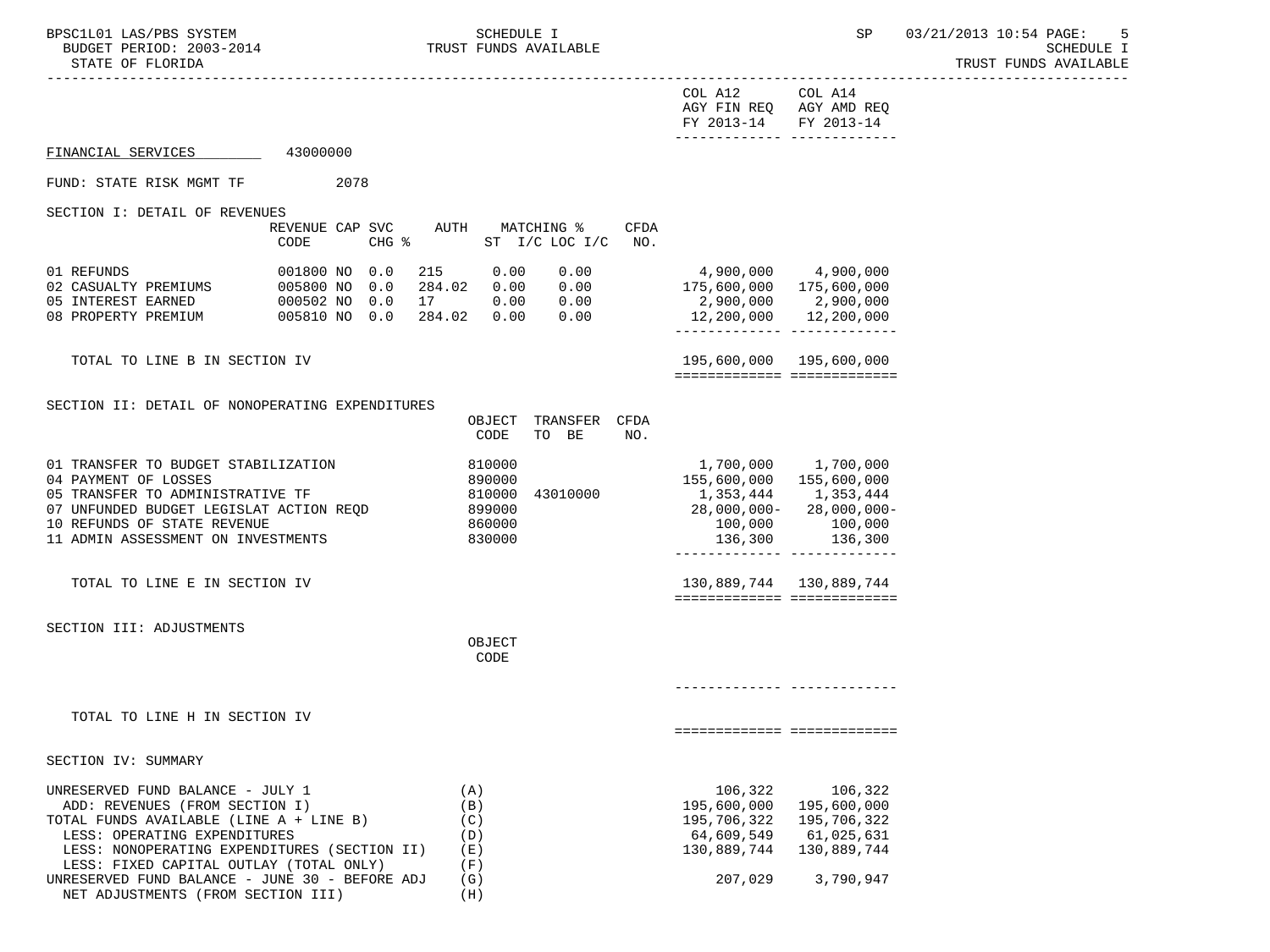SCHEDULE I
TRUST FUNDS AVAILABLE

BPSC1L01 LAS/PBS SYSTEM
BUDGET PERIOD: 2003-2014
STATE OF FLORIDA

SP 03/21/2013 10:54

## FINANCIAL SERVICES 43000000

FUND: STATE RISK MGMT TF 2078

### SECTION I: DETAIL OF REVENUES

| | REVENUE CODE | CAP CHG | SVC % | AUTH | MATCHING % ST I/C | LOC I/C | CFDA NO. | COL A12 AGY FIN REQ FY 2013-14 | COL A14 AGY AMD REQ FY 2013-14 |
|---|---|---|---|---|---|---|---|---|---|
| 01 REFUNDS | 001800 | NO | 0.0 | 215 | 0.00 | 0.00 | | 4,900,000 | 4,900,000 |
| 02 CASUALTY PREMIUMS | 005800 | NO | 0.0 | 284.02 | 0.00 | 0.00 | | 175,600,000 | 175,600,000 |
| 05 INTEREST EARNED | 000502 | NO | 0.0 | 17 | 0.00 | 0.00 | | 2,900,000 | 2,900,000 |
| 08 PROPERTY PREMIUM | 005810 | NO | 0.0 | 284.02 | 0.00 | 0.00 | | 12,200,000 | 12,200,000 |
| TOTAL TO LINE B IN SECTION IV | | | | | | | | 195,600,000 | 195,600,000 |

### SECTION II: DETAIL OF NONOPERATING EXPENDITURES

| | OBJECT CODE | TRANSFER TO BE | CFDA NO. | COL A12 AGY FIN REQ FY 2013-14 | COL A14 AGY AMD REQ FY 2013-14 |
|---|---|---|---|---|---|
| 01 TRANSFER TO BUDGET STABILIZATION | 810000 | | | 1,700,000 | 1,700,000 |
| 04 PAYMENT OF LOSSES | 890000 | | | 155,600,000 | 155,600,000 |
| 05 TRANSFER TO ADMINISTRATIVE TF | 810000 | 43010000 | | 1,353,444 | 1,353,444 |
| 07 UNFUNDED BUDGET LEGISLAT ACTION REQD | 899000 | | | 28,000,000- | 28,000,000- |
| 10 REFUNDS OF STATE REVENUE | 860000 | | | 100,000 | 100,000 |
| 11 ADMIN ASSESSMENT ON INVESTMENTS | 830000 | | | 136,300 | 136,300 |
| TOTAL TO LINE E IN SECTION IV | | | | 130,889,744 | 130,889,744 |

### SECTION III: ADJUSTMENTS

| | OBJECT CODE | COL A12 AGY FIN REQ FY 2013-14 | COL A14 AGY AMD REQ FY 2013-14 |
|---|---|---|---|
| TOTAL TO LINE H IN SECTION IV | | | |

### SECTION IV: SUMMARY

| | | COL A12 AGY FIN REQ FY 2013-14 | COL A14 AGY AMD REQ FY 2013-14 |
|---|---|---|---|
| UNRESERVED FUND BALANCE - JULY 1 | (A) | 106,322 | 106,322 |
| ADD: REVENUES (FROM SECTION I) | (B) | 195,600,000 | 195,600,000 |
| TOTAL FUNDS AVAILABLE (LINE A + LINE B) | (C) | 195,706,322 | 195,706,322 |
| LESS: OPERATING EXPENDITURES | (D) | 64,609,549 | 61,025,631 |
| LESS: NONOPERATING EXPENDITURES (SECTION II) | (E) | 130,889,744 | 130,889,744 |
| LESS: FIXED CAPITAL OUTLAY (TOTAL ONLY) | (F) | | |
| UNRESERVED FUND BALANCE - JUNE 30 - BEFORE ADJ | (G) | 207,029 | 3,790,947 |
| NET ADJUSTMENTS (FROM SECTION III) | (H) | | |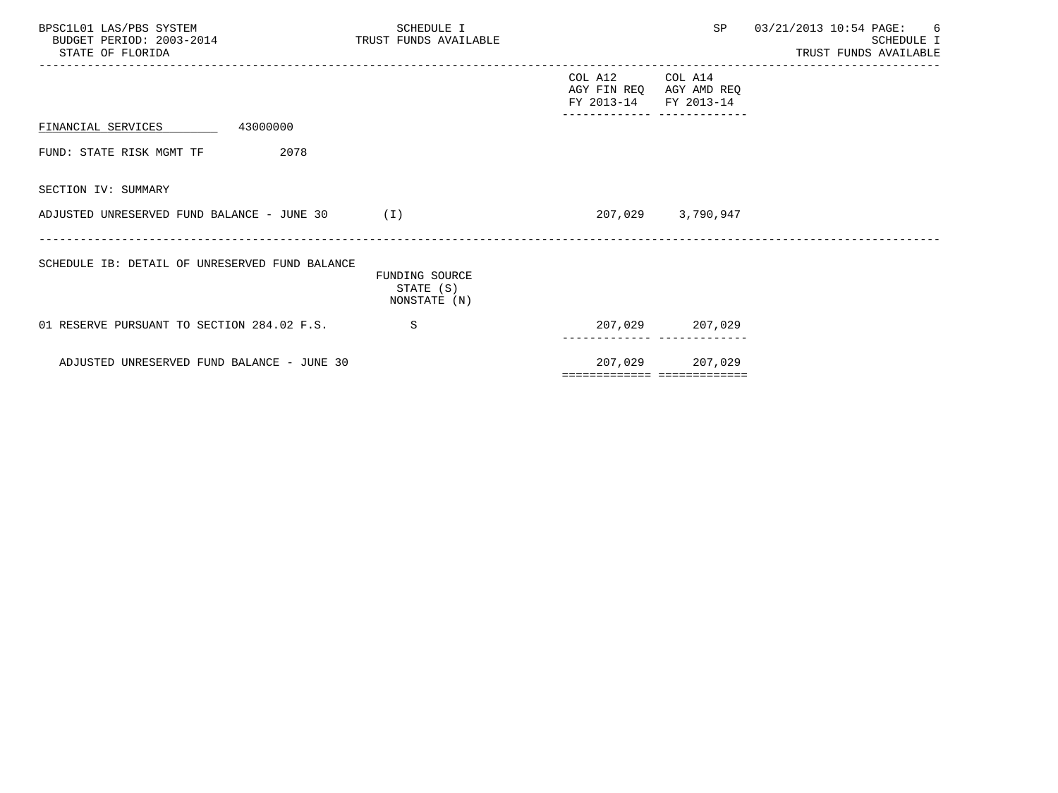BPSC1L01 LAS/PBS SYSTEM
BUDGET PERIOD: 2003-2014
STATE OF FLORIDA

SCHEDULE I
TRUST FUNDS AVAILABLE

SP 03/21/2013 10:54

|  |  | COL A12 AGY FIN REQ FY 2013-14 | COL A14 AGY AMD REQ FY 2013-14 |
|---|---|---|---|
| FINANCIAL SERVICES 43000000 |  |  |  |
| FUND: STATE RISK MGMT TF 2078 |  |  |  |
| SECTION IV: SUMMARY |  |  |  |
| ADJUSTED UNRESERVED FUND BALANCE - JUNE 30 | (I) | 207,029 | 3,790,947 |

SCHEDULE IB: DETAIL OF UNRESERVED FUND BALANCE

|  | FUNDING SOURCE STATE (S) NONSTATE (N) | COL A12 AGY FIN REQ FY 2013-14 | COL A14 AGY AMD REQ FY 2013-14 |
|---|---|---|---|
| 01 RESERVE PURSUANT TO SECTION 284.02 F.S. | S | 207,029 | 207,029 |
| ADJUSTED UNRESERVED FUND BALANCE - JUNE 30 |  | 207,029 | 207,029 |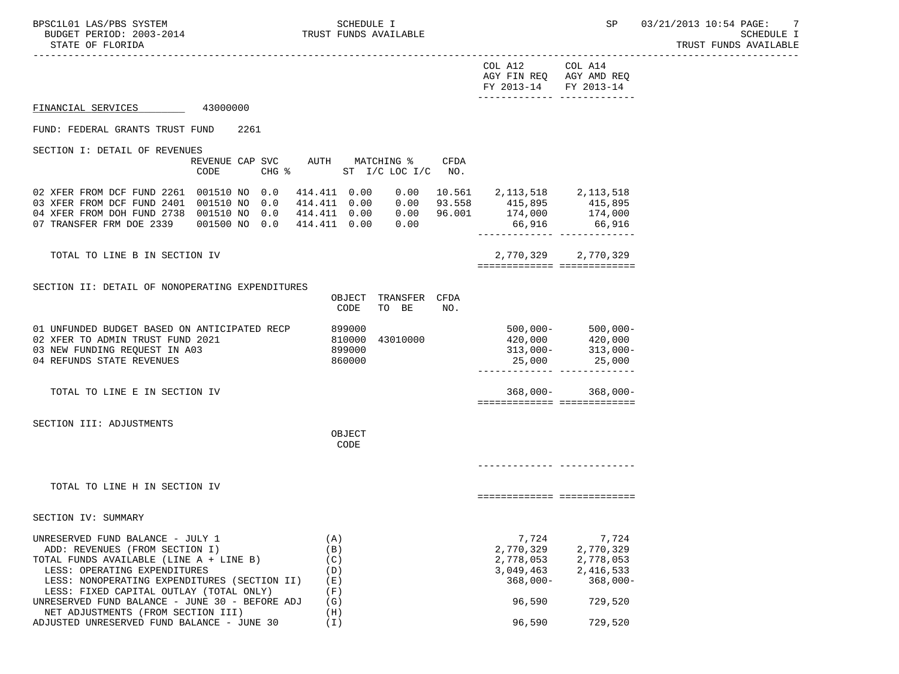SCHEDULE I
TRUST FUNDS AVAILABLE

STATE OF FLORIDA

| | COL A12 AGY FIN REQ FY 2013-14 | COL A14 AGY AMD REQ FY 2013-14 |
|---|---|---|

FINANCIAL SERVICES 43000000

FUND: FEDERAL GRANTS TRUST FUND 2261

SECTION I: DETAIL OF REVENUES

| | REVENUE CODE | CAP SVC CHG % | | AUTH | MATCHING % ST | I/C LOC I/C | CFDA NO. | COL A12 | COL A14 |
|---|---|---|---|---|---|---|---|---|---|
| 02 XFER FROM DCF FUND 2261 | 001510 | NO | 0.0 | 414.411 | 0.00 | 0.00 | 10.561 | 2,113,518 | 2,113,518 |
| 03 XFER FROM DCF FUND 2401 | 001510 | NO | 0.0 | 414.411 | 0.00 | 0.00 | 93.558 | 415,895 | 415,895 |
| 04 XFER FROM DOH FUND 2738 | 001510 | NO | 0.0 | 414.411 | 0.00 | 0.00 | 96.001 | 174,000 | 174,000 |
| 07 TRANSFER FRM DOE 2339 | 001500 | NO | 0.0 | 414.411 | 0.00 | 0.00 | | 66,916 | 66,916 |
| TOTAL TO LINE B IN SECTION IV | | | | | | | | 2,770,329 | 2,770,329 |

SECTION II: DETAIL OF NONOPERATING EXPENDITURES

| | OBJECT CODE | TRANSFER TO BE | CFDA NO. | COL A12 | COL A14 |
|---|---|---|---|---|---|
| 01 UNFUNDED BUDGET BASED ON ANTICIPATED RECP | 899000 | | | 500,000- | 500,000- |
| 02 XFER TO ADMIN TRUST FUND 2021 | 810000 | 43010000 | | 420,000 | 420,000 |
| 03 NEW FUNDING REQUEST IN A03 | 899000 | | | 313,000- | 313,000- |
| 04 REFUNDS STATE REVENUES | 860000 | | | 25,000 | 25,000 |
| TOTAL TO LINE E IN SECTION IV | | | | 368,000- | 368,000- |

SECTION III: ADJUSTMENTS

| | OBJECT CODE | COL A12 | COL A14 |
|---|---|---|---|
| TOTAL TO LINE H IN SECTION IV | | | |

SECTION IV: SUMMARY

| | | COL A12 | COL A14 |
|---|---|---|---|
| UNRESERVED FUND BALANCE - JULY 1 | (A) | 7,724 | 7,724 |
| ADD: REVENUES (FROM SECTION I) | (B) | 2,770,329 | 2,770,329 |
| TOTAL FUNDS AVAILABLE (LINE A + LINE B) | (C) | 2,778,053 | 2,778,053 |
| LESS: OPERATING EXPENDITURES | (D) | 3,049,463 | 2,416,533 |
| LESS: NONOPERATING EXPENDITURES (SECTION II) | (E) | 368,000- | 368,000- |
| LESS: FIXED CAPITAL OUTLAY (TOTAL ONLY) | (F) | | |
| UNRESERVED FUND BALANCE - JUNE 30 - BEFORE ADJ | (G) | 96,590 | 729,520 |
| NET ADJUSTMENTS (FROM SECTION III) | (H) | | |
| ADJUSTED UNRESERVED FUND BALANCE - JUNE 30 | (I) | 96,590 | 729,520 |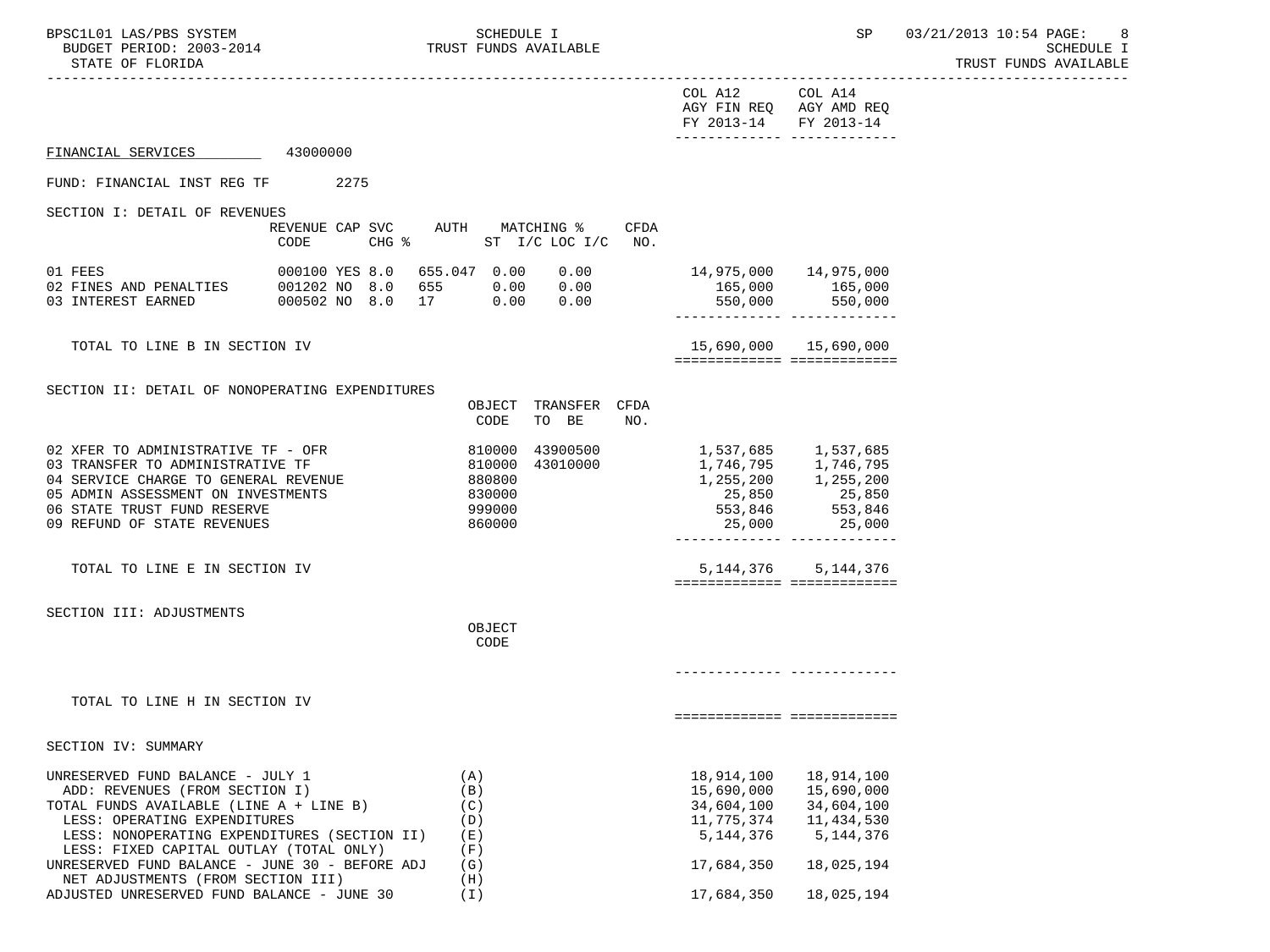COL A12 AGY FIN REQ FY 2013-14 | COL A14 AGY AMD REQ FY 2013-14

FINANCIAL SERVICES 43000000

FUND: FINANCIAL INST REG TF 2275

SECTION I: DETAIL OF REVENUES

| | REVENUE CODE | CAP | SVC CHG % | AUTH | MATCHING % ST I/C | LOC I/C | CFDA NO. | COL A12 AGY FIN REQ FY 2013-14 | COL A14 AGY AMD REQ FY 2013-14 |
|---|---|---|---|---|---|---|---|---|---|
| 01 FEES | 000100 | YES | 8.0 | 655.047 | 0.00 | 0.00 | | 14,975,000 | 14,975,000 |
| 02 FINES AND PENALTIES | 001202 | NO | 8.0 | 655 | 0.00 | 0.00 | | 165,000 | 165,000 |
| 03 INTEREST EARNED | 000502 | NO | 8.0 | 17 | 0.00 | 0.00 | | 550,000 | 550,000 |
| TOTAL TO LINE B IN SECTION IV | | | | | | | | 15,690,000 | 15,690,000 |

SECTION II: DETAIL OF NONOPERATING EXPENDITURES

| | OBJECT CODE | TRANSFER TO BE | CFDA NO. | COL A12 AGY FIN REQ FY 2013-14 | COL A14 AGY AMD REQ FY 2013-14 |
|---|---|---|---|---|---|
| 02 XFER TO ADMINISTRATIVE TF - OFR | 810000 | 43900500 | | 1,537,685 | 1,537,685 |
| 03 TRANSFER TO ADMINISTRATIVE TF | 810000 | 43010000 | | 1,746,795 | 1,746,795 |
| 04 SERVICE CHARGE TO GENERAL REVENUE | 880800 | | | 1,255,200 | 1,255,200 |
| 05 ADMIN ASSESSMENT ON INVESTMENTS | 830000 | | | 25,850 | 25,850 |
| 06 STATE TRUST FUND RESERVE | 999000 | | | 553,846 | 553,846 |
| 09 REFUND OF STATE REVENUES | 860000 | | | 25,000 | 25,000 |
| TOTAL TO LINE E IN SECTION IV | | | | 5,144,376 | 5,144,376 |

SECTION III: ADJUSTMENTS

| | OBJECT CODE | COL A12 AGY FIN REQ FY 2013-14 | COL A14 AGY AMD REQ FY 2013-14 |
|---|---|---|---|
| TOTAL TO LINE H IN SECTION IV | | | |

SECTION IV: SUMMARY

| | | COL A12 AGY FIN REQ FY 2013-14 | COL A14 AGY AMD REQ FY 2013-14 |
|---|---|---|---|
| UNRESERVED FUND BALANCE - JULY 1 | (A) | 18,914,100 | 18,914,100 |
| ADD: REVENUES (FROM SECTION I) | (B) | 15,690,000 | 15,690,000 |
| TOTAL FUNDS AVAILABLE (LINE A + LINE B) | (C) | 34,604,100 | 34,604,100 |
| LESS: OPERATING EXPENDITURES | (D) | 11,775,374 | 11,434,530 |
| LESS: NONOPERATING EXPENDITURES (SECTION II) | (E) | 5,144,376 | 5,144,376 |
| LESS: FIXED CAPITAL OUTLAY (TOTAL ONLY) | (F) | | |
| UNRESERVED FUND BALANCE - JUNE 30 - BEFORE ADJ | (G) | 17,684,350 | 18,025,194 |
| NET ADJUSTMENTS (FROM SECTION III) | (H) | | |
| ADJUSTED UNRESERVED FUND BALANCE - JUNE 30 | (I) | 17,684,350 | 18,025,194 |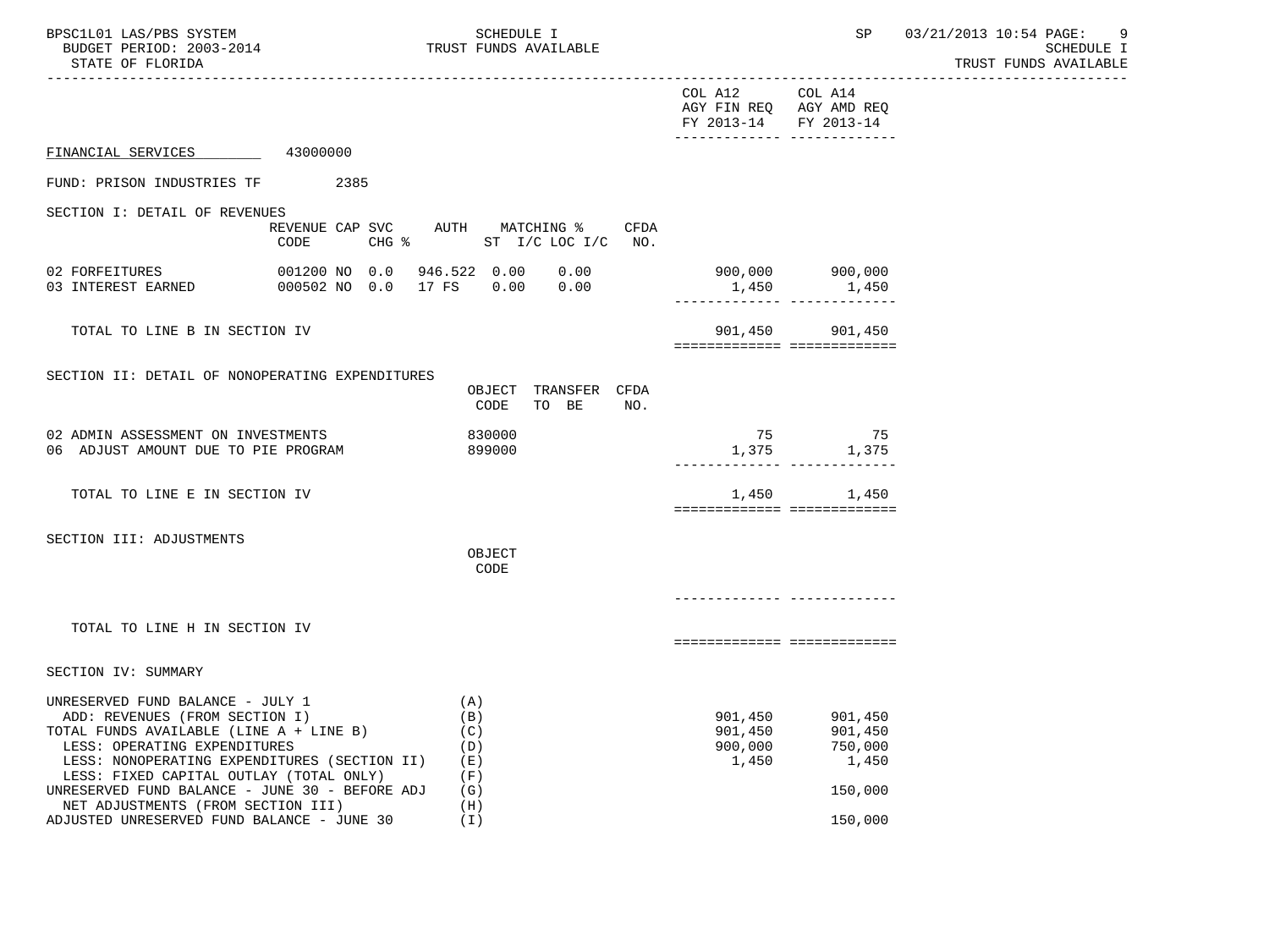FINANCIAL SERVICES 43000000

FUND: PRISON INDUSTRIES TF 2385

| | | | COL A12 AGY FIN REQ FY 2013-14 | COL A14 AGY AMD REQ FY 2013-14 |
|---|---|---|---|---|

## SECTION I: DETAIL OF REVENUES

| | REVENUE CODE | CAP SVC CHG % | AUTH | MATCHING % ST | I/C LOC I/C | CFDA NO. | COL A12 | COL A14 |
|---|---|---|---|---|---|---|---|---|
| 02 FORFEITURES | 001200 | NO 0.0 | 946.522 | 0.00 | 0.00 | | 900,000 | 900,000 |
| 03 INTEREST EARNED | 000502 | NO 0.0 | 17 FS | 0.00 | 0.00 | | 1,450 | 1,450 |
| TOTAL TO LINE B IN SECTION IV | | | | | | | 901,450 | 901,450 |

## SECTION II: DETAIL OF NONOPERATING EXPENDITURES

| | OBJECT CODE | TRANSFER TO BE | CFDA NO. | COL A12 | COL A14 |
|---|---|---|---|---|---|
| 02 ADMIN ASSESSMENT ON INVESTMENTS | 830000 | | | 75 | 75 |
| 06 ADJUST AMOUNT DUE TO PIE PROGRAM | 899000 | | | 1,375 | 1,375 |
| TOTAL TO LINE E IN SECTION IV | | | | 1,450 | 1,450 |

## SECTION III: ADJUSTMENTS

| | OBJECT CODE | COL A12 | COL A14 |
|---|---|---|---|
| TOTAL TO LINE H IN SECTION IV | | | |

## SECTION IV: SUMMARY

| | | COL A12 | COL A14 |
|---|---|---|---|
| UNRESERVED FUND BALANCE - JULY 1 | (A) | | |
| ADD: REVENUES (FROM SECTION I) | (B) | 901,450 | 901,450 |
| TOTAL FUNDS AVAILABLE (LINE A + LINE B) | (C) | 901,450 | 901,450 |
| LESS: OPERATING EXPENDITURES | (D) | 900,000 | 750,000 |
| LESS: NONOPERATING EXPENDITURES (SECTION II) | (E) | 1,450 | 1,450 |
| LESS: FIXED CAPITAL OUTLAY (TOTAL ONLY) | (F) | | |
| UNRESERVED FUND BALANCE - JUNE 30 - BEFORE ADJ | (G) | | 150,000 |
| NET ADJUSTMENTS (FROM SECTION III) | (H) | | |
| ADJUSTED UNRESERVED FUND BALANCE - JUNE 30 | (I) | | 150,000 |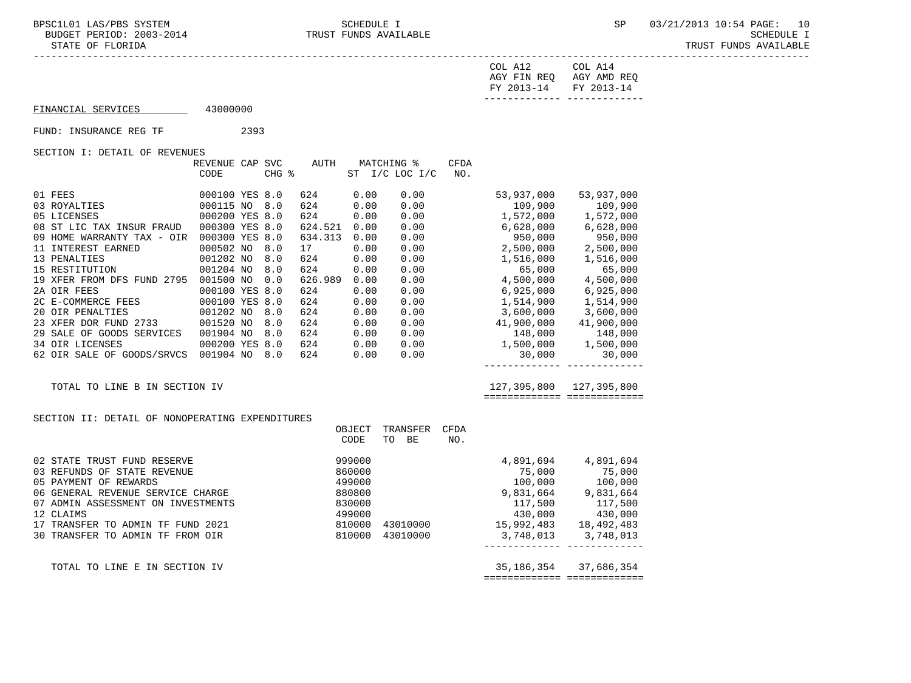COL A12 AGY FIN REQ FY 2013-14 | COL A14 AGY AMD REQ FY 2013-14

FINANCIAL SERVICES 43000000

FUND: INSURANCE REG TF 2393

SECTION I: DETAIL OF REVENUES

| | REVENUE CODE | CAP | SVC CHG % | AUTH | MATCHING % ST | I/C LOC I/C | CFDA NO. | COL A12 AGY FIN REQ FY 2013-14 | COL A14 AGY AMD REQ FY 2013-14 |
|---|---|---|---|---|---|---|---|---|---|
| 01 FEES | 000100 | YES | 8.0 | 624 | 0.00 | 0.00 | | 53,937,000 | 53,937,000 |
| 03 ROYALTIES | 000115 | NO | 8.0 | 624 | 0.00 | 0.00 | | 109,900 | 109,900 |
| 05 LICENSES | 000200 | YES | 8.0 | 624 | 0.00 | 0.00 | | 1,572,000 | 1,572,000 |
| 08 ST LIC TAX INSUR FRAUD | 000300 | YES | 8.0 | 624.521 | 0.00 | 0.00 | | 6,628,000 | 6,628,000 |
| 09 HOME WARRANTY TAX - OIR | 000300 | YES | 8.0 | 634.313 | 0.00 | 0.00 | | 950,000 | 950,000 |
| 11 INTEREST EARNED | 000502 | NO | 8.0 | 17 | 0.00 | 0.00 | | 2,500,000 | 2,500,000 |
| 13 PENALTIES | 001202 | NO | 8.0 | 624 | 0.00 | 0.00 | | 1,516,000 | 1,516,000 |
| 15 RESTITUTION | 001204 | NO | 8.0 | 624 | 0.00 | 0.00 | | 65,000 | 65,000 |
| 19 XFER FROM DFS FUND 2795 | 001500 | NO | 0.0 | 626.989 | 0.00 | 0.00 | | 4,500,000 | 4,500,000 |
| 2A OIR FEES | 000100 | YES | 8.0 | 624 | 0.00 | 0.00 | | 6,925,000 | 6,925,000 |
| 2C E-COMMERCE FEES | 000100 | YES | 8.0 | 624 | 0.00 | 0.00 | | 1,514,900 | 1,514,900 |
| 20 OIR PENALTIES | 001202 | NO | 8.0 | 624 | 0.00 | 0.00 | | 3,600,000 | 3,600,000 |
| 23 XFER DOR FUND 2733 | 001520 | NO | 8.0 | 624 | 0.00 | 0.00 | | 41,900,000 | 41,900,000 |
| 29 SALE OF GOODS SERVICES | 001904 | NO | 8.0 | 624 | 0.00 | 0.00 | | 148,000 | 148,000 |
| 34 OIR LICENSES | 000200 | YES | 8.0 | 624 | 0.00 | 0.00 | | 1,500,000 | 1,500,000 |
| 62 OIR SALE OF GOODS/SRVCS | 001904 | NO | 8.0 | 624 | 0.00 | 0.00 | | 30,000 | 30,000 |
| TOTAL TO LINE B IN SECTION IV | | | | | | | | 127,395,800 | 127,395,800 |

SECTION II: DETAIL OF NONOPERATING EXPENDITURES

| | OBJECT CODE | TRANSFER TO BE | CFDA NO. | COL A12 AGY FIN REQ FY 2013-14 | COL A14 AGY AMD REQ FY 2013-14 |
|---|---|---|---|---|---|
| 02 STATE TRUST FUND RESERVE | 999000 | | | 4,891,694 | 4,891,694 |
| 03 REFUNDS OF STATE REVENUE | 860000 | | | 75,000 | 75,000 |
| 05 PAYMENT OF REWARDS | 499000 | | | 100,000 | 100,000 |
| 06 GENERAL REVENUE SERVICE CHARGE | 880800 | | | 9,831,664 | 9,831,664 |
| 07 ADMIN ASSESSMENT ON INVESTMENTS | 830000 | | | 117,500 | 117,500 |
| 12 CLAIMS | 499000 | | | 430,000 | 430,000 |
| 17 TRANSFER TO ADMIN TF FUND 2021 | 810000 | 43010000 | | 15,992,483 | 18,492,483 |
| 30 TRANSFER TO ADMIN TF FROM OIR | 810000 | 43010000 | | 3,748,013 | 3,748,013 |
| TOTAL TO LINE E IN SECTION IV | | | | 35,186,354 | 37,686,354 |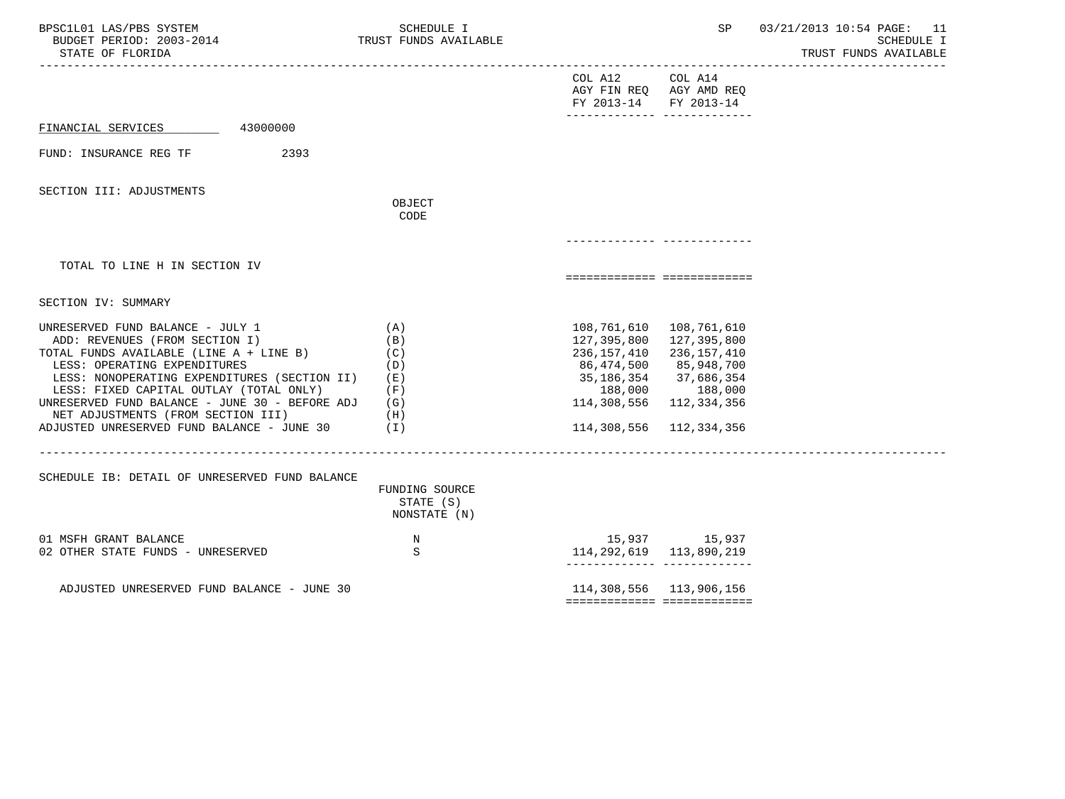FINANCIAL SERVICES 43000000

FUND: INSURANCE REG TF 2393

SECTION III: ADJUSTMENTS

| | OBJECT CODE | COL A12 AGY FIN REQ FY 2013-14 | COL A14 AGY AMD REQ FY 2013-14 |
|---|---|---|---|
| TOTAL TO LINE H IN SECTION IV | | | |

SECTION IV: SUMMARY

| | | COL A12 AGY FIN REQ FY 2013-14 | COL A14 AGY AMD REQ FY 2013-14 |
|---|---|---|---|
| UNRESERVED FUND BALANCE - JULY 1 | (A) | 108,761,610 | 108,761,610 |
| ADD: REVENUES (FROM SECTION I) | (B) | 127,395,800 | 127,395,800 |
| TOTAL FUNDS AVAILABLE (LINE A + LINE B) | (C) | 236,157,410 | 236,157,410 |
| LESS: OPERATING EXPENDITURES | (D) | 86,474,500 | 85,948,700 |
| LESS: NONOPERATING EXPENDITURES (SECTION II) | (E) | 35,186,354 | 37,686,354 |
| LESS: FIXED CAPITAL OUTLAY (TOTAL ONLY) | (F) | 188,000 | 188,000 |
| UNRESERVED FUND BALANCE - JUNE 30 - BEFORE ADJ | (G) | 114,308,556 | 112,334,356 |
| NET ADJUSTMENTS (FROM SECTION III) | (H) | | |
| ADJUSTED UNRESERVED FUND BALANCE - JUNE 30 | (I) | 114,308,556 | 112,334,356 |

SCHEDULE IB: DETAIL OF UNRESERVED FUND BALANCE

| | FUNDING SOURCE STATE (S) NONSTATE (N) | COL A12 | COL A14 |
|---|---|---|---|
| 01 MSFH GRANT BALANCE | N | 15,937 | 15,937 |
| 02 OTHER STATE FUNDS - UNRESERVED | S | 114,292,619 | 113,890,219 |
| ADJUSTED UNRESERVED FUND BALANCE - JUNE 30 | | 114,308,556 | 113,906,156 |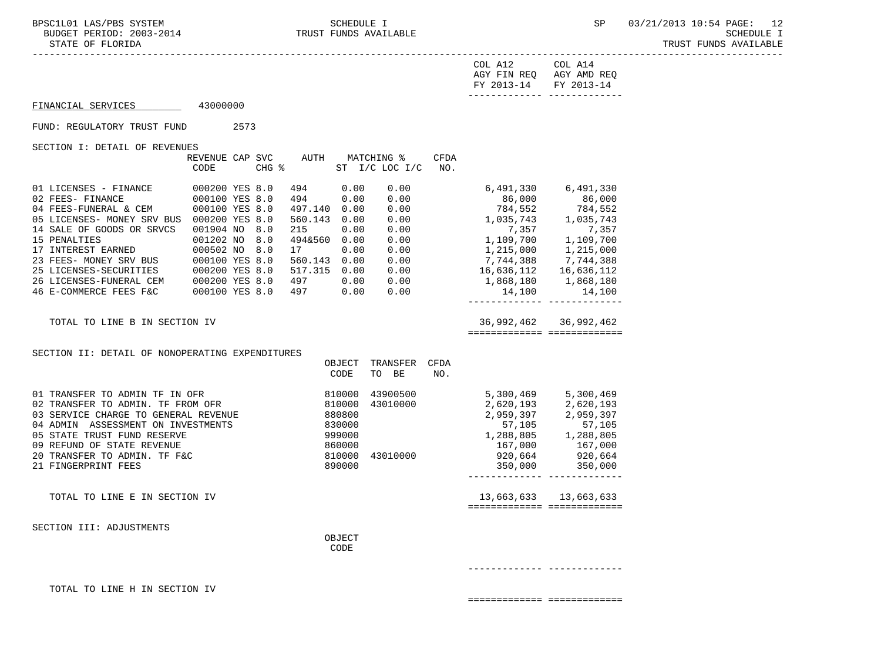COL A12 AGY FIN REQ FY 2013-14 | COL A14 AGY AMD REQ FY 2013-14

FINANCIAL SERVICES 43000000

FUND: REGULATORY TRUST FUND 2573

SECTION I: DETAIL OF REVENUES

| | REVENUE CODE | CAP | SVC CHG % | AUTH | MATCHING % ST I/C | LOC I/C | CFDA NO. | COL A12 AGY FIN REQ FY 2013-14 | COL A14 AGY AMD REQ FY 2013-14 |
|---|---|---|---|---|---|---|---|---|---|
| 01 LICENSES - FINANCE | 000200 | YES | 8.0 | 494 | 0.00 | 0.00 | | 6,491,330 | 6,491,330 |
| 02 FEES- FINANCE | 000100 | YES | 8.0 | 494 | 0.00 | 0.00 | | 86,000 | 86,000 |
| 04 FEES-FUNERAL & CEM | 000100 | YES | 8.0 | 497.140 | 0.00 | 0.00 | | 784,552 | 784,552 |
| 05 LICENSES- MONEY SRV BUS | 000200 | YES | 8.0 | 560.143 | 0.00 | 0.00 | | 1,035,743 | 1,035,743 |
| 14 SALE OF GOODS OR SRVCS | 001904 | NO | 8.0 | 215 | 0.00 | 0.00 | | 7,357 | 7,357 |
| 15 PENALTIES | 001202 | NO | 8.0 | 494&560 | 0.00 | 0.00 | | 1,109,700 | 1,109,700 |
| 17 INTEREST EARNED | 000502 | NO | 8.0 | 17 | 0.00 | 0.00 | | 1,215,000 | 1,215,000 |
| 23 FEES- MONEY SRV BUS | 000100 | YES | 8.0 | 560.143 | 0.00 | 0.00 | | 7,744,388 | 7,744,388 |
| 25 LICENSES-SECURITIES | 000200 | YES | 8.0 | 517.315 | 0.00 | 0.00 | | 16,636,112 | 16,636,112 |
| 26 LICENSES-FUNERAL CEM | 000200 | YES | 8.0 | 497 | 0.00 | 0.00 | | 1,868,180 | 1,868,180 |
| 46 E-COMMERCE FEES F&C | 000100 | YES | 8.0 | 497 | 0.00 | 0.00 | | 14,100 | 14,100 |
| TOTAL TO LINE B IN SECTION IV | | | | | | | | 36,992,462 | 36,992,462 |

SECTION II: DETAIL OF NONOPERATING EXPENDITURES

| | OBJECT CODE | TRANSFER TO BE | CFDA NO. | COL A12 AGY FIN REQ FY 2013-14 | COL A14 AGY AMD REQ FY 2013-14 |
|---|---|---|---|---|---|
| 01 TRANSFER TO ADMIN TF IN OFR | 810000 | 43900500 | | 5,300,469 | 5,300,469 |
| 02 TRANSFER TO ADMIN. TF FROM OFR | 810000 | 43010000 | | 2,620,193 | 2,620,193 |
| 03 SERVICE CHARGE TO GENERAL REVENUE | 880800 | | | 2,959,397 | 2,959,397 |
| 04 ADMIN ASSESSMENT ON INVESTMENTS | 830000 | | | 57,105 | 57,105 |
| 05 STATE TRUST FUND RESERVE | 999000 | | | 1,288,805 | 1,288,805 |
| 09 REFUND OF STATE REVENUE | 860000 | | | 167,000 | 167,000 |
| 20 TRANSFER TO ADMIN. TF F&C | 810000 | 43010000 | | 920,664 | 920,664 |
| 21 FINGERPRINT FEES | 890000 | | | 350,000 | 350,000 |
| TOTAL TO LINE E IN SECTION IV | | | | 13,663,633 | 13,663,633 |

SECTION III: ADJUSTMENTS

| | OBJECT CODE | COL A12 AGY FIN REQ FY 2013-14 | COL A14 AGY AMD REQ FY 2013-14 |
|---|---|---|---|
| TOTAL TO LINE H IN SECTION IV | | | |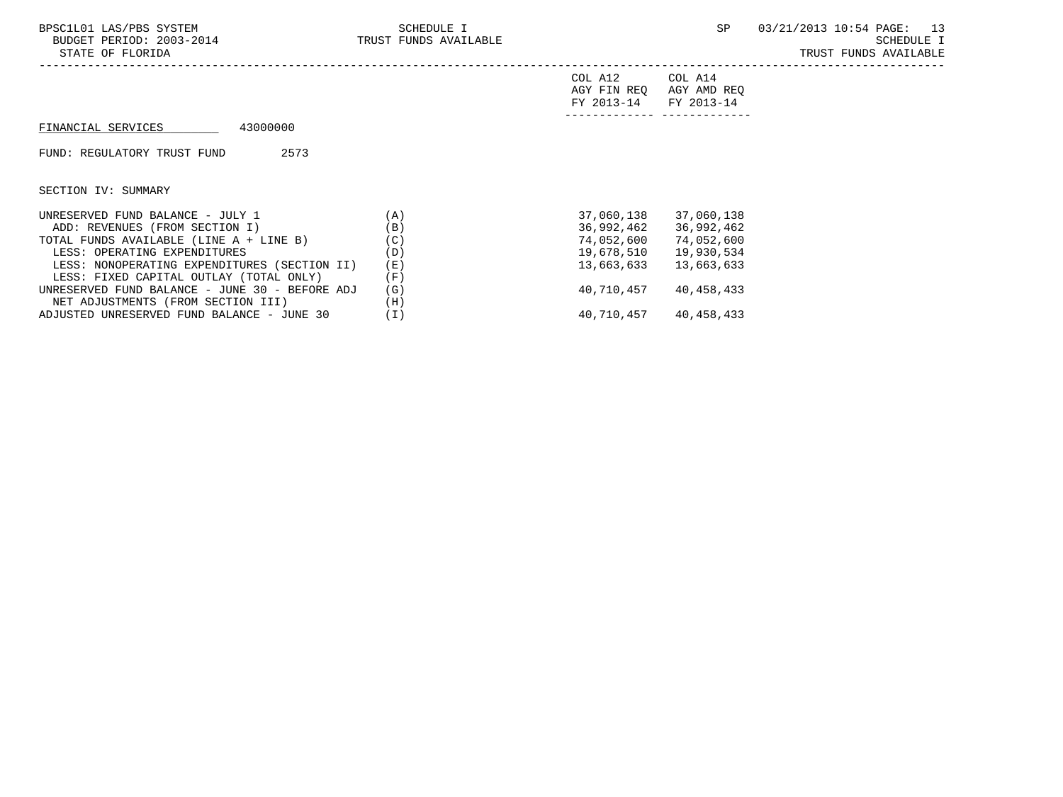FINANCIAL SERVICES 43000000

FUND: REGULATORY TRUST FUND 2573

SECTION IV: SUMMARY

| | | COL A12 AGY FIN REQ FY 2013-14 | COL A14 AGY AMD REQ FY 2013-14 |
|---|---|---|---|
| UNRESERVED FUND BALANCE - JULY 1 | (A) | 37,060,138 | 37,060,138 |
| ADD: REVENUES (FROM SECTION I) | (B) | 36,992,462 | 36,992,462 |
| TOTAL FUNDS AVAILABLE (LINE A + LINE B) | (C) | 74,052,600 | 74,052,600 |
| LESS: OPERATING EXPENDITURES | (D) | 19,678,510 | 19,930,534 |
| LESS: NONOPERATING EXPENDITURES (SECTION II) | (E) | 13,663,633 | 13,663,633 |
| LESS: FIXED CAPITAL OUTLAY (TOTAL ONLY) | (F) | | |
| UNRESERVED FUND BALANCE - JUNE 30 - BEFORE ADJ | (G) | 40,710,457 | 40,458,433 |
| NET ADJUSTMENTS (FROM SECTION III) | (H) | | |
| ADJUSTED UNRESERVED FUND BALANCE - JUNE 30 | (I) | 40,710,457 | 40,458,433 |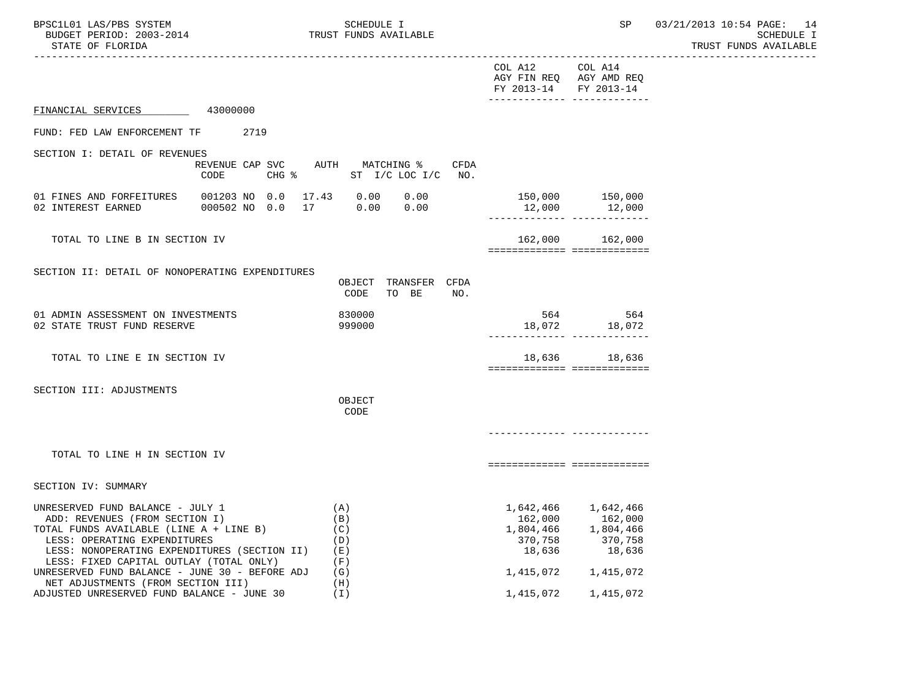BPSC1L01 LAS/PBS SYSTEM — SCHEDULE I — TRUST FUNDS AVAILABLE
BUDGET PERIOD: 2003-2014
STATE OF FLORIDA

## FINANCIAL SERVICES 43000000

FUND: FED LAW ENFORCEMENT TF 2719

### SECTION I: DETAIL OF REVENUES

| | REVENUE CODE | CAP | SVC CHG % | AUTH | MATCHING % ST | I/C LOC I/C | CFDA NO. | COL A12 AGY FIN REQ FY 2013-14 | COL A14 AGY AMD REQ FY 2013-14 |
|---|---|---|---|---|---|---|---|---|---|
| 01 FINES AND FORFEITURES | 001203 | NO | 0.0 | 17.43 | 0.00 | 0.00 | | 150,000 | 150,000 |
| 02 INTEREST EARNED | 000502 | NO | 0.0 | 17 | 0.00 | 0.00 | | 12,000 | 12,000 |
| TOTAL TO LINE B IN SECTION IV | | | | | | | | 162,000 | 162,000 |

### SECTION II: DETAIL OF NONOPERATING EXPENDITURES

| | OBJECT CODE | TRANSFER TO BE | CFDA NO. | COL A12 AGY FIN REQ FY 2013-14 | COL A14 AGY AMD REQ FY 2013-14 |
|---|---|---|---|---|---|
| 01 ADMIN ASSESSMENT ON INVESTMENTS | 830000 | | | 564 | 564 |
| 02 STATE TRUST FUND RESERVE | 999000 | | | 18,072 | 18,072 |
| TOTAL TO LINE E IN SECTION IV | | | | 18,636 | 18,636 |

### SECTION III: ADJUSTMENTS

| | OBJECT CODE | COL A12 AGY FIN REQ FY 2013-14 | COL A14 AGY AMD REQ FY 2013-14 |
|---|---|---|---|
| TOTAL TO LINE H IN SECTION IV | | | |

### SECTION IV: SUMMARY

| | | COL A12 AGY FIN REQ FY 2013-14 | COL A14 AGY AMD REQ FY 2013-14 |
|---|---|---|---|
| UNRESERVED FUND BALANCE - JULY 1 | (A) | 1,642,466 | 1,642,466 |
| ADD: REVENUES (FROM SECTION I) | (B) | 162,000 | 162,000 |
| TOTAL FUNDS AVAILABLE (LINE A + LINE B) | (C) | 1,804,466 | 1,804,466 |
| LESS: OPERATING EXPENDITURES | (D) | 370,758 | 370,758 |
| LESS: NONOPERATING EXPENDITURES (SECTION II) | (E) | 18,636 | 18,636 |
| LESS: FIXED CAPITAL OUTLAY (TOTAL ONLY) | (F) | | |
| UNRESERVED FUND BALANCE - JUNE 30 - BEFORE ADJ | (G) | 1,415,072 | 1,415,072 |
| NET ADJUSTMENTS (FROM SECTION III) | (H) | | |
| ADJUSTED UNRESERVED FUND BALANCE - JUNE 30 | (I) | 1,415,072 | 1,415,072 |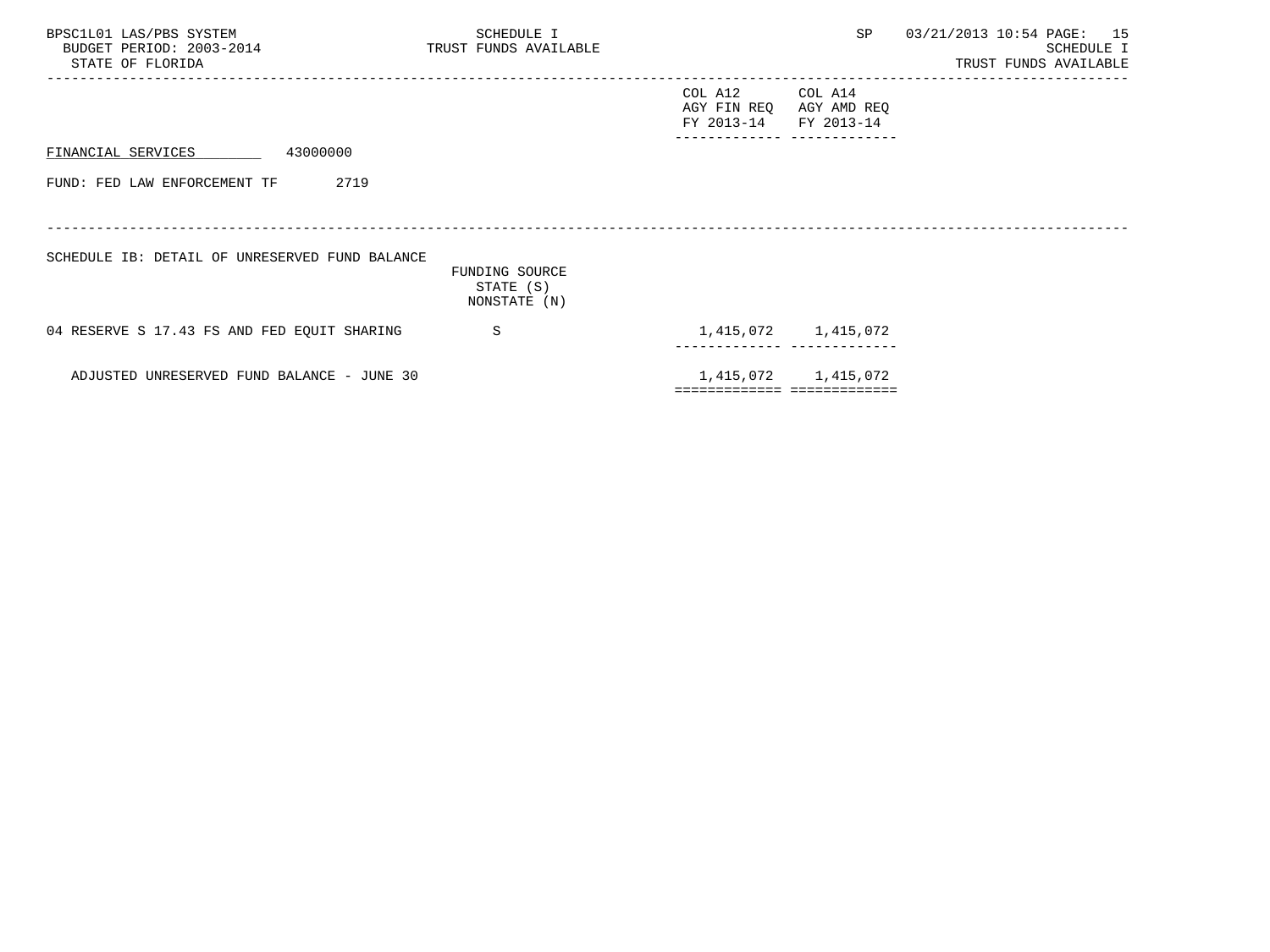FINANCIAL SERVICES 43000000

FUND: FED LAW ENFORCEMENT TF 2719

SCHEDULE IB: DETAIL OF UNRESERVED FUND BALANCE

| | FUNDING SOURCE STATE (S) NONSTATE (N) | COL A12 AGY FIN REQ FY 2013-14 | COL A14 AGY AMD REQ FY 2013-14 |
|---|---|---|---|
| 04 RESERVE S 17.43 FS AND FED EQUIT SHARING | S | 1,415,072 | 1,415,072 |
| ADJUSTED UNRESERVED FUND BALANCE - JUNE 30 | | 1,415,072 | 1,415,072 |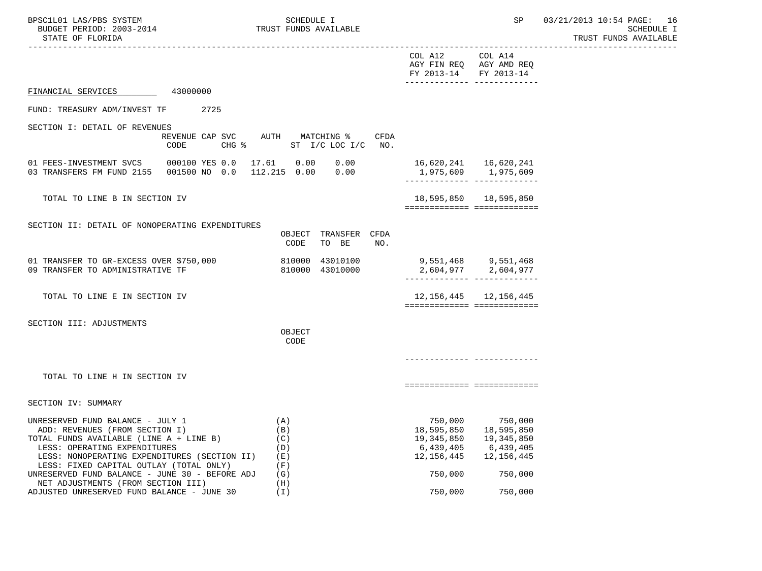BPSC1L01 LAS/PBS SYSTEM — SCHEDULE I — TRUST FUNDS AVAILABLE

BUDGET PERIOD: 2003-2014

STATE OF FLORIDA

SP 03/21/2013 10:54

| | COL A12 AGY FIN REQ FY 2013-14 | COL A14 AGY AMD REQ FY 2013-14 |
|---|---|---|

FINANCIAL SERVICES 43000000

FUND: TREASURY ADM/INVEST TF 2725

SECTION I: DETAIL OF REVENUES

| | REVENUE CODE | CAP SVC | CHG % | AUTH | MATCHING % ST I/C | LOC I/C | CFDA NO. | COL A12 | COL A14 |
|---|---|---|---|---|---|---|---|---|---|
| 01 FEES-INVESTMENT SVCS | 000100 | YES | 0.0 | 17.61 | 0.00 | 0.00 | | 16,620,241 | 16,620,241 |
| 03 TRANSFERS FM FUND 2155 | 001500 | NO | 0.0 | 112.215 | 0.00 | 0.00 | | 1,975,609 | 1,975,609 |
| TOTAL TO LINE B IN SECTION IV | | | | | | | | 18,595,850 | 18,595,850 |

SECTION II: DETAIL OF NONOPERATING EXPENDITURES

| | OBJECT CODE | TRANSFER TO BE | CFDA NO. | COL A12 | COL A14 |
|---|---|---|---|---|---|
| 01 TRANSFER TO GR-EXCESS OVER $750,000 | 810000 | 43010100 | | 9,551,468 | 9,551,468 |
| 09 TRANSFER TO ADMINISTRATIVE TF | 810000 | 43010000 | | 2,604,977 | 2,604,977 |
| TOTAL TO LINE E IN SECTION IV | | | | 12,156,445 | 12,156,445 |

SECTION III: ADJUSTMENTS

| | OBJECT CODE | COL A12 | COL A14 |
|---|---|---|---|
| TOTAL TO LINE H IN SECTION IV | | | |

SECTION IV: SUMMARY

| | | COL A12 | COL A14 |
|---|---|---|---|
| UNRESERVED FUND BALANCE - JULY 1 | (A) | 750,000 | 750,000 |
| ADD: REVENUES (FROM SECTION I) | (B) | 18,595,850 | 18,595,850 |
| TOTAL FUNDS AVAILABLE (LINE A + LINE B) | (C) | 19,345,850 | 19,345,850 |
| LESS: OPERATING EXPENDITURES | (D) | 6,439,405 | 6,439,405 |
| LESS: NONOPERATING EXPENDITURES (SECTION II) | (E) | 12,156,445 | 12,156,445 |
| LESS: FIXED CAPITAL OUTLAY (TOTAL ONLY) | (F) | | |
| UNRESERVED FUND BALANCE - JUNE 30 - BEFORE ADJ | (G) | 750,000 | 750,000 |
| NET ADJUSTMENTS (FROM SECTION III) | (H) | | |
| ADJUSTED UNRESERVED FUND BALANCE - JUNE 30 | (I) | 750,000 | 750,000 |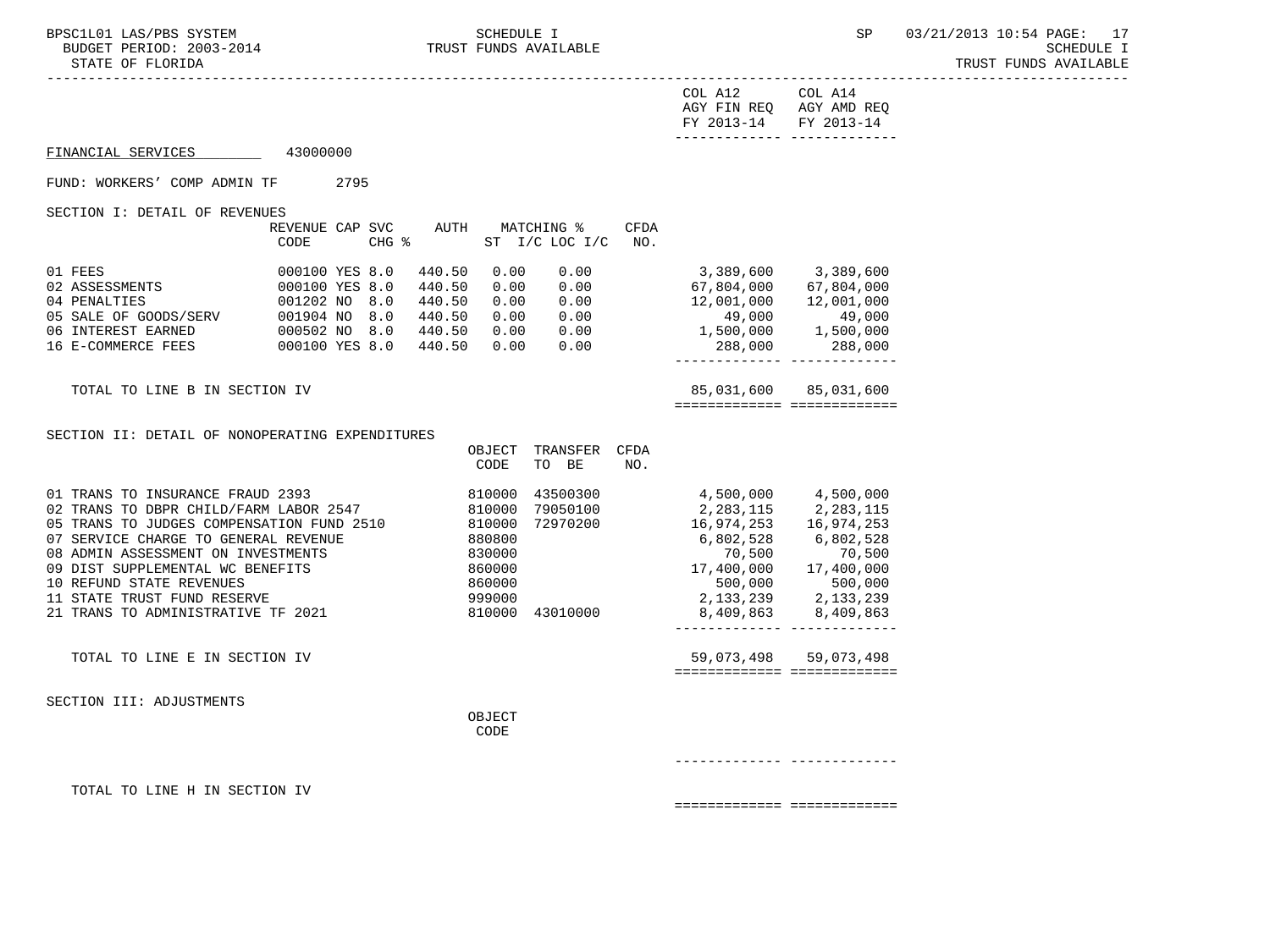**FINANCIAL SERVICES** 43000000

FUND: WORKERS' COMP ADMIN TF 2795

SECTION I: DETAIL OF REVENUES

| | REVENUE CODE | CAP | SVC CHG % | AUTH | MATCHING % ST | I/C LOC I/C | CFDA NO. | COL A12 AGY FIN REQ FY 2013-14 | COL A14 AGY AMD REQ FY 2013-14 |
|---|---|---|---|---|---|---|---|---|---|
| 01 FEES | 000100 | YES | 8.0 | 440.50 | 0.00 | 0.00 | | 3,389,600 | 3,389,600 |
| 02 ASSESSMENTS | 000100 | YES | 8.0 | 440.50 | 0.00 | 0.00 | | 67,804,000 | 67,804,000 |
| 04 PENALTIES | 001202 | NO | 8.0 | 440.50 | 0.00 | 0.00 | | 12,001,000 | 12,001,000 |
| 05 SALE OF GOODS/SERV | 001904 | NO | 8.0 | 440.50 | 0.00 | 0.00 | | 49,000 | 49,000 |
| 06 INTEREST EARNED | 000502 | NO | 8.0 | 440.50 | 0.00 | 0.00 | | 1,500,000 | 1,500,000 |
| 16 E-COMMERCE FEES | 000100 | YES | 8.0 | 440.50 | 0.00 | 0.00 | | 288,000 | 288,000 |
| TOTAL TO LINE B IN SECTION IV | | | | | | | | 85,031,600 | 85,031,600 |

SECTION II: DETAIL OF NONOPERATING EXPENDITURES

| | OBJECT CODE | TRANSFER TO BE | CFDA NO. | COL A12 AGY FIN REQ FY 2013-14 | COL A14 AGY AMD REQ FY 2013-14 |
|---|---|---|---|---|---|
| 01 TRANS TO INSURANCE FRAUD 2393 | 810000 | 43500300 | | 4,500,000 | 4,500,000 |
| 02 TRANS TO DBPR CHILD/FARM LABOR 2547 | 810000 | 79050100 | | 2,283,115 | 2,283,115 |
| 05 TRANS TO JUDGES COMPENSATION FUND 2510 | 810000 | 72970200 | | 16,974,253 | 16,974,253 |
| 07 SERVICE CHARGE TO GENERAL REVENUE | 880800 | | | 6,802,528 | 6,802,528 |
| 08 ADMIN ASSESSMENT ON INVESTMENTS | 830000 | | | 70,500 | 70,500 |
| 09 DIST SUPPLEMENTAL WC BENEFITS | 860000 | | | 17,400,000 | 17,400,000 |
| 10 REFUND STATE REVENUES | 860000 | | | 500,000 | 500,000 |
| 11 STATE TRUST FUND RESERVE | 999000 | | | 2,133,239 | 2,133,239 |
| 21 TRANS TO ADMINISTRATIVE TF 2021 | 810000 | 43010000 | | 8,409,863 | 8,409,863 |
| TOTAL TO LINE E IN SECTION IV | | | | 59,073,498 | 59,073,498 |

SECTION III: ADJUSTMENTS

| | OBJECT CODE | COL A12 | COL A14 |
|---|---|---|---|
| TOTAL TO LINE H IN SECTION IV | | | |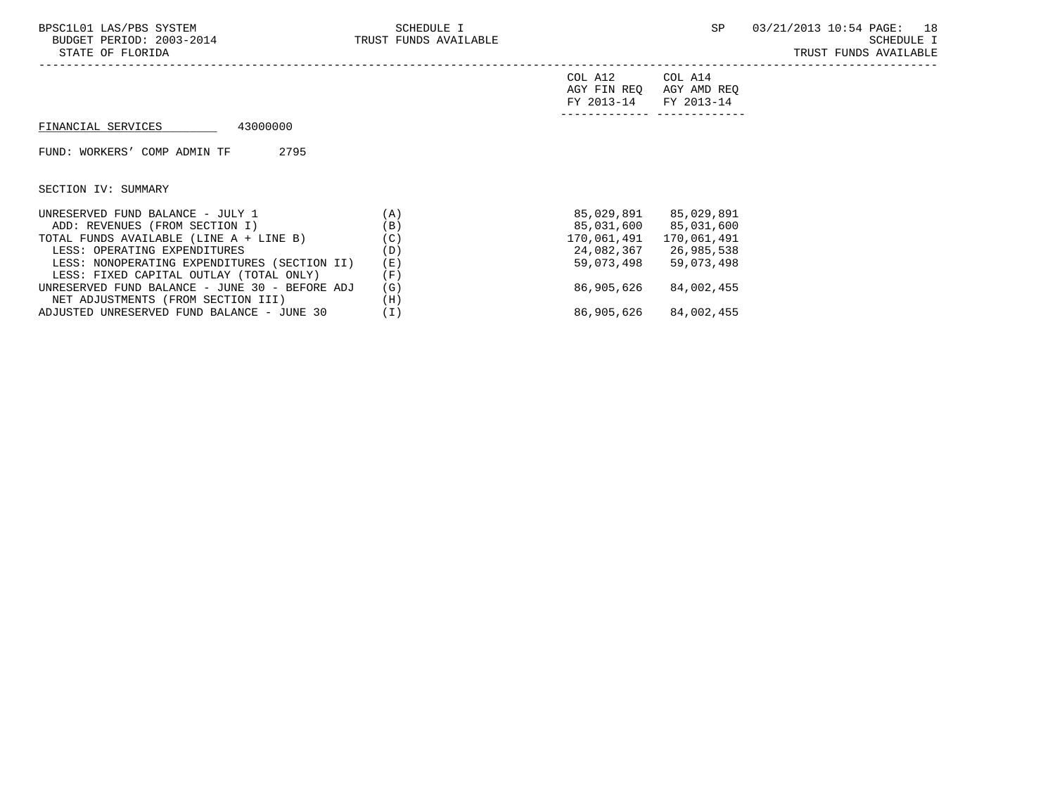FINANCIAL SERVICES 43000000

FUND: WORKERS' COMP ADMIN TF 2795

SECTION IV: SUMMARY

| | | COL A12 AGY FIN REQ FY 2013-14 | COL A14 AGY AMD REQ FY 2013-14 |
|---|---|---|---|
| UNRESERVED FUND BALANCE - JULY 1 | (A) | 85,029,891 | 85,029,891 |
| ADD: REVENUES (FROM SECTION I) | (B) | 85,031,600 | 85,031,600 |
| TOTAL FUNDS AVAILABLE (LINE A + LINE B) | (C) | 170,061,491 | 170,061,491 |
| LESS: OPERATING EXPENDITURES | (D) | 24,082,367 | 26,985,538 |
| LESS: NONOPERATING EXPENDITURES (SECTION II) | (E) | 59,073,498 | 59,073,498 |
| LESS: FIXED CAPITAL OUTLAY (TOTAL ONLY) | (F) | | |
| UNRESERVED FUND BALANCE - JUNE 30 - BEFORE ADJ | (G) | 86,905,626 | 84,002,455 |
| NET ADJUSTMENTS (FROM SECTION III) | (H) | | |
| ADJUSTED UNRESERVED FUND BALANCE - JUNE 30 | (I) | 86,905,626 | 84,002,455 |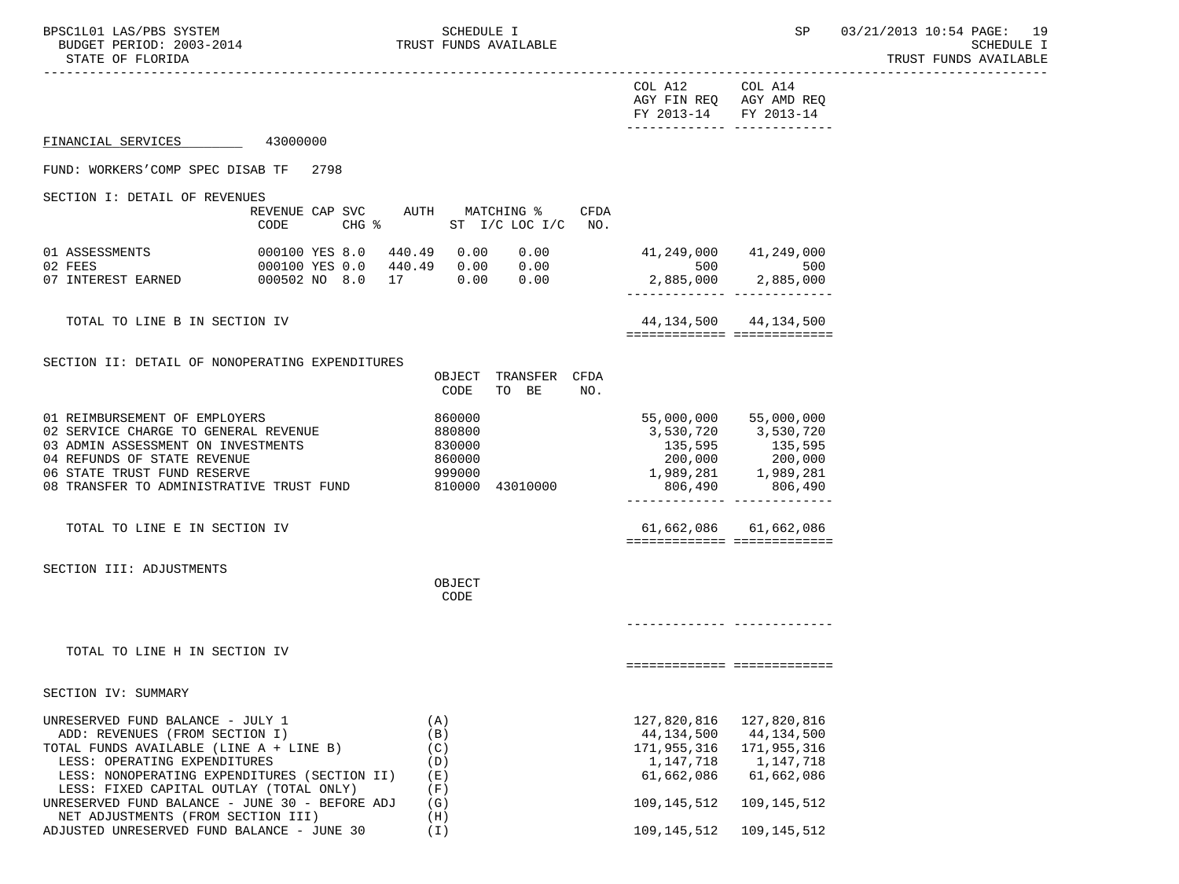BPSC1L01 LAS/PBS SYSTEM — SCHEDULE I — TRUST FUNDS AVAILABLE — SP 03/21/2013 10:54

BUDGET PERIOD: 2003-2014

STATE OF FLORIDA

| | COL A12 AGY FIN REQ FY 2013-14 | COL A14 AGY AMD REQ FY 2013-14 |
|---|---|---|

## FINANCIAL SERVICES 43000000

FUND: WORKERS'COMP SPEC DISAB TF 2798

### SECTION I: DETAIL OF REVENUES

| | REVENUE CODE | CAP | SVC CHG % | AUTH | MATCHING % ST I/C | LOC I/C | CFDA NO. | COL A12 | COL A14 |
|---|---|---|---|---|---|---|---|---|---|
| 01 ASSESSMENTS | 000100 | YES | 8.0 | 440.49 | 0.00 | 0.00 | | 41,249,000 | 41,249,000 |
| 02 FEES | 000100 | YES | 0.0 | 440.49 | 0.00 | 0.00 | | 500 | 500 |
| 07 INTEREST EARNED | 000502 | NO | 8.0 | 17 | 0.00 | 0.00 | | 2,885,000 | 2,885,000 |
| TOTAL TO LINE B IN SECTION IV | | | | | | | | 44,134,500 | 44,134,500 |

### SECTION II: DETAIL OF NONOPERATING EXPENDITURES

| | OBJECT CODE | TRANSFER TO BE | CFDA NO. | COL A12 | COL A14 |
|---|---|---|---|---|---|
| 01 REIMBURSEMENT OF EMPLOYERS | 860000 | | | 55,000,000 | 55,000,000 |
| 02 SERVICE CHARGE TO GENERAL REVENUE | 880800 | | | 3,530,720 | 3,530,720 |
| 03 ADMIN ASSESSMENT ON INVESTMENTS | 830000 | | | 135,595 | 135,595 |
| 04 REFUNDS OF STATE REVENUE | 860000 | | | 200,000 | 200,000 |
| 06 STATE TRUST FUND RESERVE | 999000 | | | 1,989,281 | 1,989,281 |
| 08 TRANSFER TO ADMINISTRATIVE TRUST FUND | 810000 | 43010000 | | 806,490 | 806,490 |
| TOTAL TO LINE E IN SECTION IV | | | | 61,662,086 | 61,662,086 |

### SECTION III: ADJUSTMENTS

| | OBJECT CODE | COL A12 | COL A14 |
|---|---|---|---|
| TOTAL TO LINE H IN SECTION IV | | | |

### SECTION IV: SUMMARY

| | | COL A12 | COL A14 |
|---|---|---|---|
| UNRESERVED FUND BALANCE - JULY 1 | (A) | 127,820,816 | 127,820,816 |
| ADD: REVENUES (FROM SECTION I) | (B) | 44,134,500 | 44,134,500 |
| TOTAL FUNDS AVAILABLE (LINE A + LINE B) | (C) | 171,955,316 | 171,955,316 |
| LESS: OPERATING EXPENDITURES | (D) | 1,147,718 | 1,147,718 |
| LESS: NONOPERATING EXPENDITURES (SECTION II) | (E) | 61,662,086 | 61,662,086 |
| LESS: FIXED CAPITAL OUTLAY (TOTAL ONLY) | (F) | | |
| UNRESERVED FUND BALANCE - JUNE 30 - BEFORE ADJ | (G) | 109,145,512 | 109,145,512 |
| NET ADJUSTMENTS (FROM SECTION III) | (H) | | |
| ADJUSTED UNRESERVED FUND BALANCE - JUNE 30 | (I) | 109,145,512 | 109,145,512 |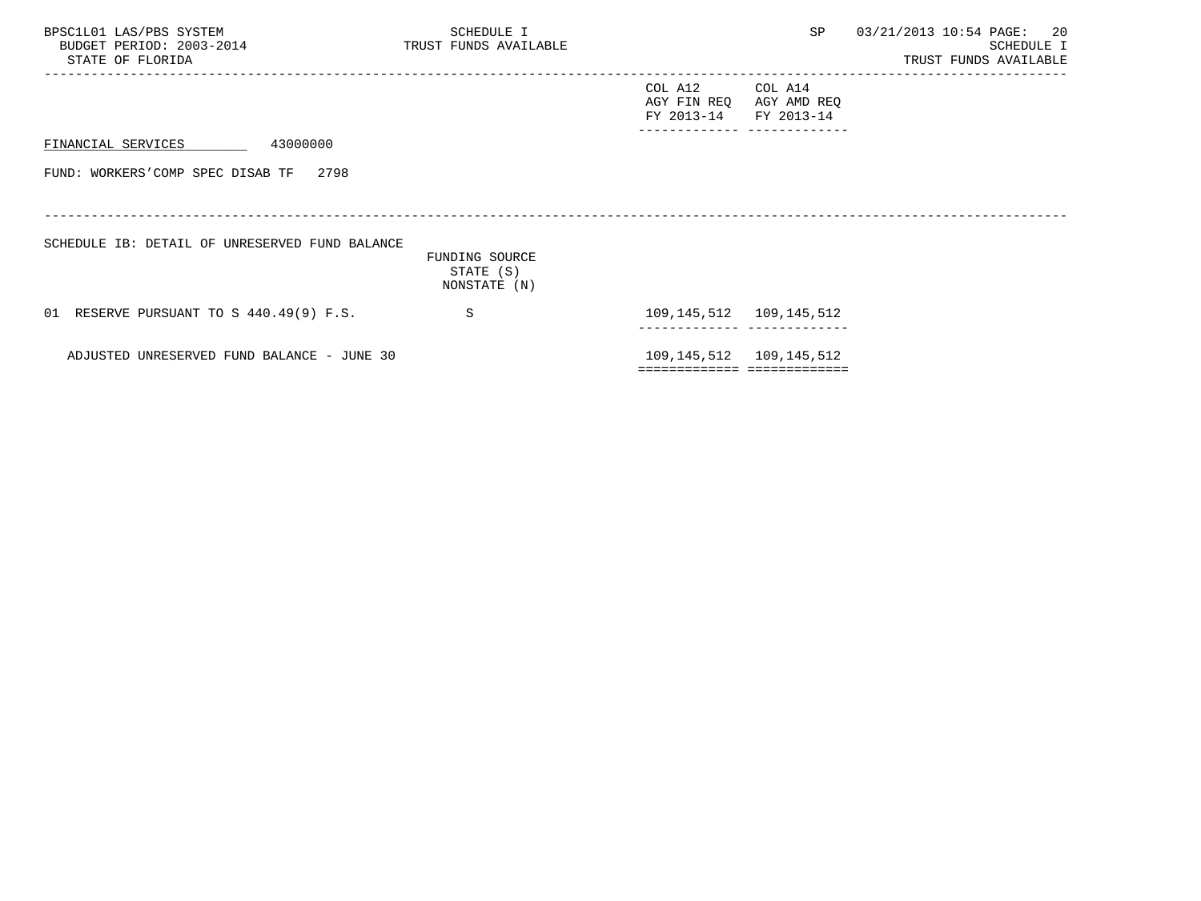BPSC1L01 LAS/PBS SYSTEM
BUDGET PERIOD: 2003-2014
STATE OF FLORIDA

SCHEDULE I
TRUST FUNDS AVAILABLE

SP 03/21/2013 10:54

SCHEDULE I
TRUST FUNDS AVAILABLE

FINANCIAL SERVICES 43000000

FUND: WORKERS'COMP SPEC DISAB TF 2798

SCHEDULE IB: DETAIL OF UNRESERVED FUND BALANCE

| | FUNDING SOURCE STATE (S) NONSTATE (N) | COL A12 AGY FIN REQ FY 2013-14 | COL A14 AGY AMD REQ FY 2013-14 |
|---|---|---|---|
| 01 RESERVE PURSUANT TO S 440.49(9) F.S. | S | 109,145,512 | 109,145,512 |
| ADJUSTED UNRESERVED FUND BALANCE - JUNE 30 | | 109,145,512 | 109,145,512 |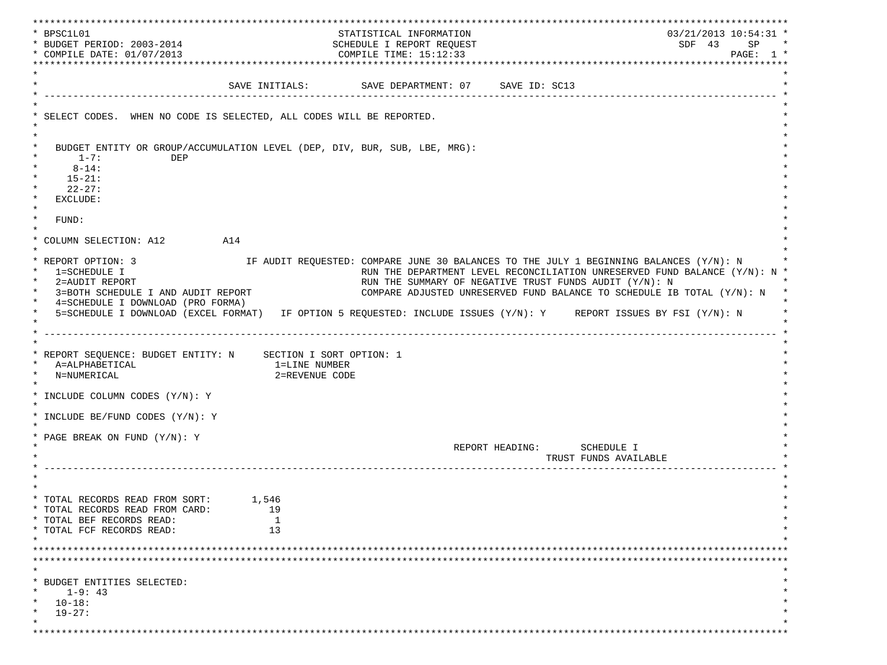```
*************************************************************************************************************************************
* BPSC1L01                                          STATISTICAL INFORMATION                                     03/21/2013 10:54:31 *
* BUDGET PERIOD: 2003-2014                         SCHEDULE I REPORT REQUEST                                      SDF  43     SP    *
* COMPILE DATE: 01/07/2013                          COMPILE TIME: 15:12:33                                                  PAGE:  1 *
*************************************************************************************************************************************
*                                                                                                                                   *
*                                 SAVE INITIALS:         SAVE DEPARTMENT: 07     SAVE ID: SC13                                      *
* --------------------------------------------------------------------------------------------------------------------------------- *
*                                                                                                                                   *
* SELECT CODES.  WHEN NO CODE IS SELECTED, ALL CODES WILL BE REPORTED.                                                              *
*                                                                                                                                   *
*                                                                                                                                   *
*   BUDGET ENTITY OR GROUP/ACCUMULATION LEVEL (DEP, DIV, BUR, SUB, LBE, MRG):                                                       *
*       1-7:            DEP                                                                                                         *
*      8-14:                                                                                                                        *
*     15-21:                                                                                                                        *
*     22-27:                                                                                                                        *
*   EXCLUDE:                                                                                                                        *
*                                                                                                                                   *
*   FUND:                                                                                                                           *
*                                                                                                                                   *
* COLUMN SELECTION: A12          A14                                                                                                *
*                                                                                                                                   *
* REPORT OPTION: 3                  IF AUDIT REQUESTED: COMPARE JUNE 30 BALANCES TO THE JULY 1 BEGINNING BALANCES (Y/N): N         *
*   1=SCHEDULE I                                        RUN THE DEPARTMENT LEVEL RECONCILIATION UNRESERVED FUND BALANCE (Y/N): N *
*   2=AUDIT REPORT                                      RUN THE SUMMARY OF NEGATIVE TRUST FUNDS AUDIT (Y/N): N                      *
*   3=BOTH SCHEDULE I AND AUDIT REPORT                  COMPARE ADJUSTED UNRESERVED FUND BALANCE TO SCHEDULE IB TOTAL (Y/N): N   *
*   4=SCHEDULE I DOWNLOAD (PRO FORMA)                                                                                               *
*   5=SCHEDULE I DOWNLOAD (EXCEL FORMAT)   IF OPTION 5 REQUESTED: INCLUDE ISSUES (Y/N): Y     REPORT ISSUES BY FSI (Y/N): N        *
*                                                                                                                                   *
* --------------------------------------------------------------------------------------------------------------------------------- *
*                                                                                                                                   *
* REPORT SEQUENCE: BUDGET ENTITY: N     SECTION I SORT OPTION: 1                                                                    *
*   A=ALPHABETICAL                        1=LINE NUMBER                                                                             *
*   N=NUMERICAL                           2=REVENUE CODE                                                                            *
*                                                                                                                                   *
* INCLUDE COLUMN CODES (Y/N): Y                                                                                                     *
*                                                                                                                                   *
* INCLUDE BE/FUND CODES (Y/N): Y                                                                                                    *
*                                                                                                                                   *
* PAGE BREAK ON FUND (Y/N): Y                                                                                                       *
*                                                                            REPORT HEADING:       SCHEDULE I                       *
*                                                                                            TRUST FUNDS AVAILABLE                  *
* --------------------------------------------------------------------------------------------------------------------------------- *
*                                                                                                                                   *
*                                                                                                                                   *
* TOTAL RECORDS READ FROM SORT:       1,546                                                                                         *
* TOTAL RECORDS READ FROM CARD:          19                                                                                         *
* TOTAL BEF RECORDS READ:                 1                                                                                         *
* TOTAL FCF RECORDS READ:                13                                                                                         *
*                                                                                                                                   *
*************************************************************************************************************************************
*************************************************************************************************************************************
*                                                                                                                                   *
* BUDGET ENTITIES SELECTED:                                                                                                         *
*     1-9: 43                                                                                                                       *
*   10-18:                                                                                                                          *
*   19-27:                                                                                                                          *
*                                                                                                                                   *
*************************************************************************************************************************************
```